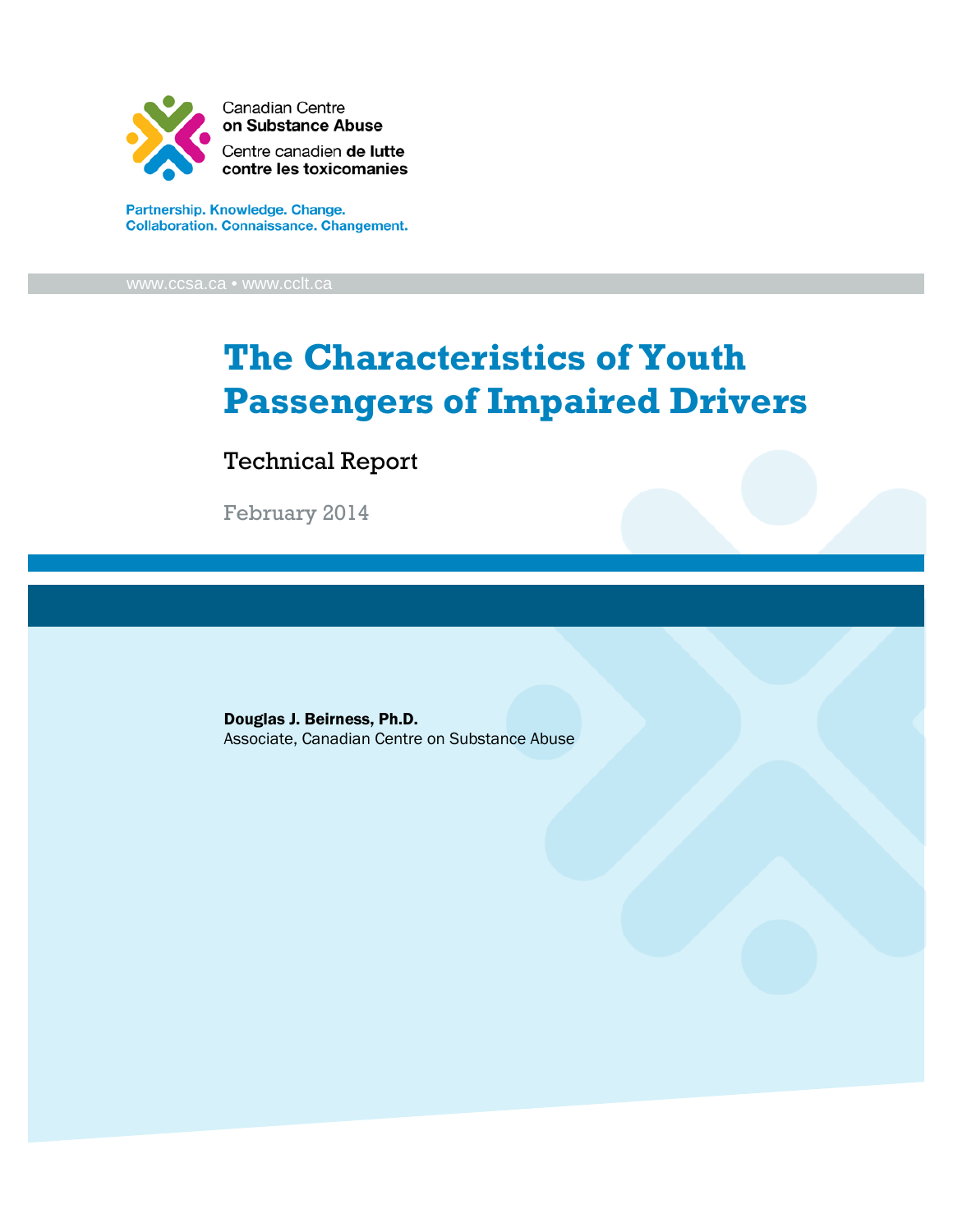Canadian Centre on Substance Abuse

Centre canadien de lutte contre les toxicomanies

Partnership. Knowledge. Change.
Collaboration. Connaissance. Changement.

www.ccsa.ca • www.cclt.ca

# The Characteristics of Youth Passengers of Impaired Drivers

## Technical Report

February 2014

**Douglas J. Beirness, Ph.D.**
Associate, Canadian Centre on Substance Abuse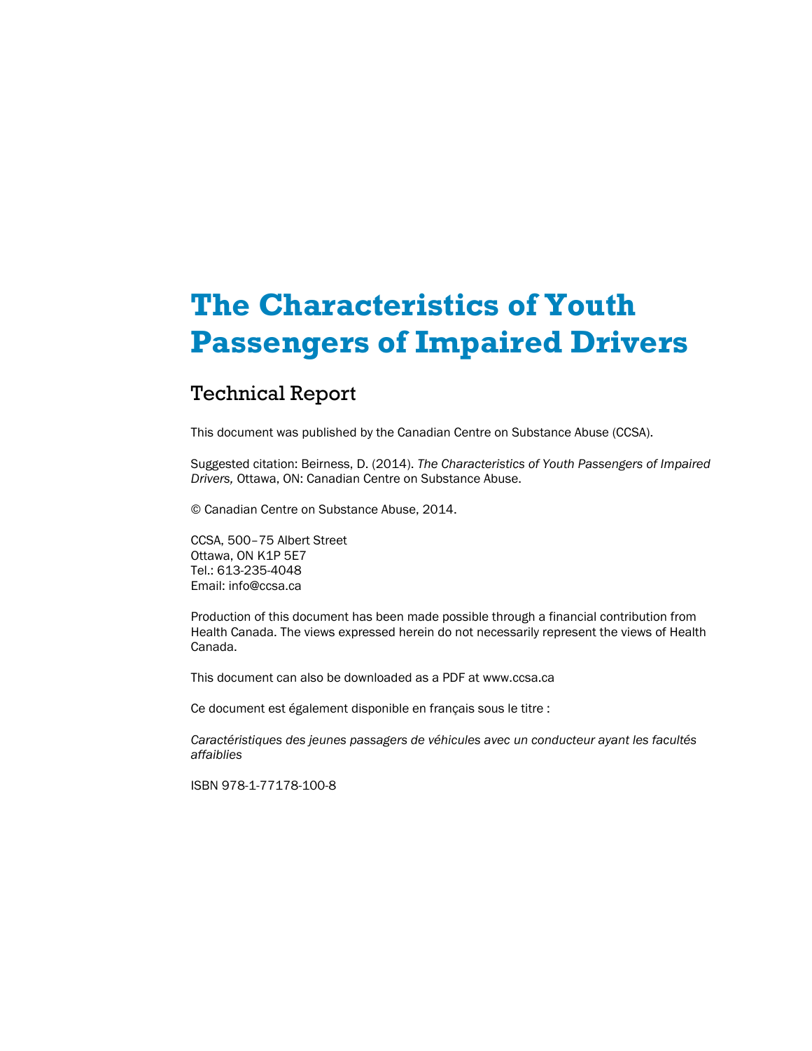# The Characteristics of Youth Passengers of Impaired Drivers

## Technical Report

This document was published by the Canadian Centre on Substance Abuse (CCSA).

Suggested citation: Beirness, D. (2014). *The Characteristics of Youth Passengers of Impaired Drivers,* Ottawa, ON: Canadian Centre on Substance Abuse.

© Canadian Centre on Substance Abuse, 2014.

CCSA, 500–75 Albert Street
Ottawa, ON K1P 5E7
Tel.: 613-235-4048
Email: info@ccsa.ca

Production of this document has been made possible through a financial contribution from Health Canada. The views expressed herein do not necessarily represent the views of Health Canada.

This document can also be downloaded as a PDF at www.ccsa.ca

Ce document est également disponible en français sous le titre :

*Caractéristiques des jeunes passagers de véhicules avec un conducteur ayant les facultés affaiblies*

ISBN 978-1-77178-100-8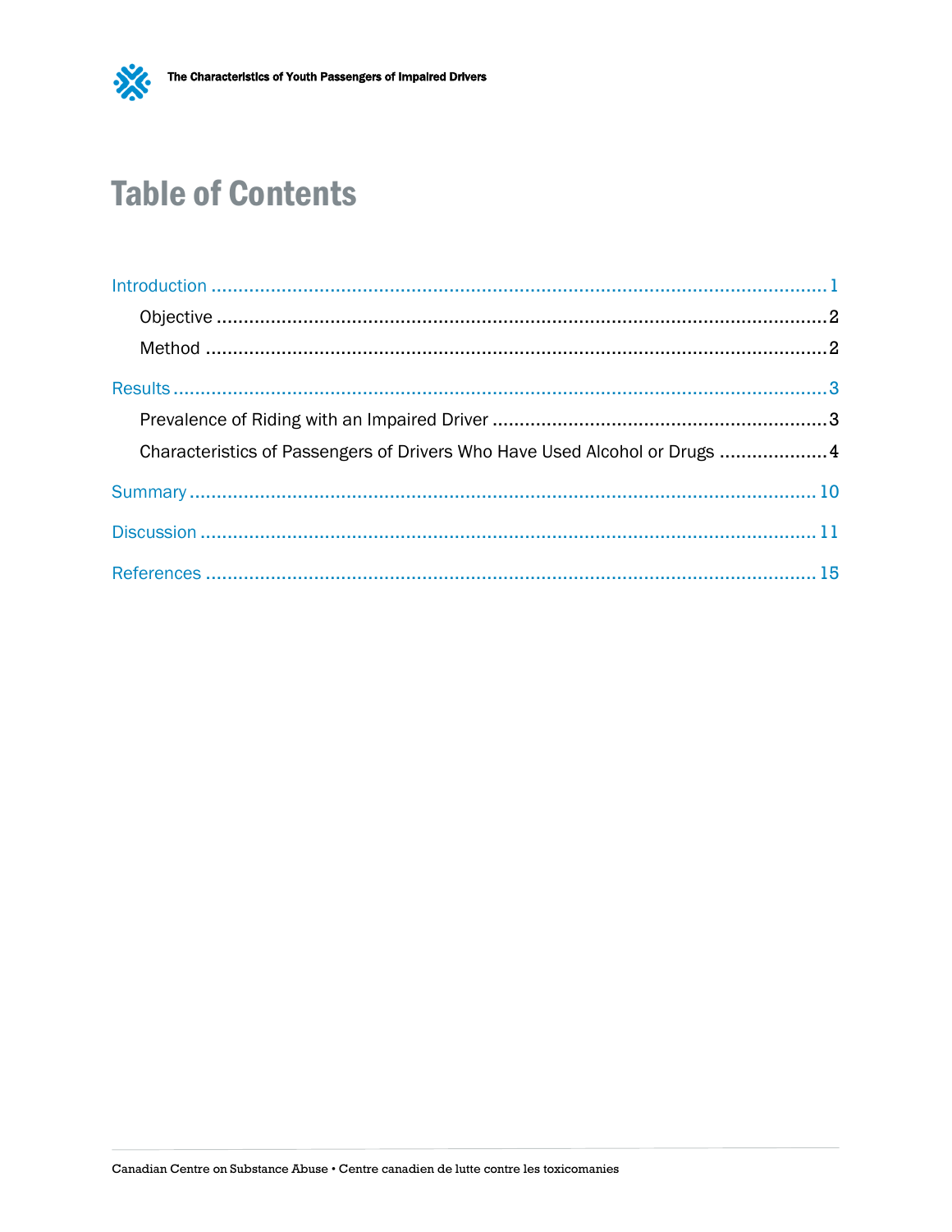# Table of Contents

Introduction ........................................................................................................ 1

- Objective ........................................................................................................ 2
- Method ........................................................................................................ 2

Results ........................................................................................................ 3

- Prevalence of Riding with an Impaired Driver ............................................................. 3
- Characteristics of Passengers of Drivers Who Have Used Alcohol or Drugs .................... 4

Summary ........................................................................................................ 10

Discussion ........................................................................................................ 11

References ........................................................................................................ 15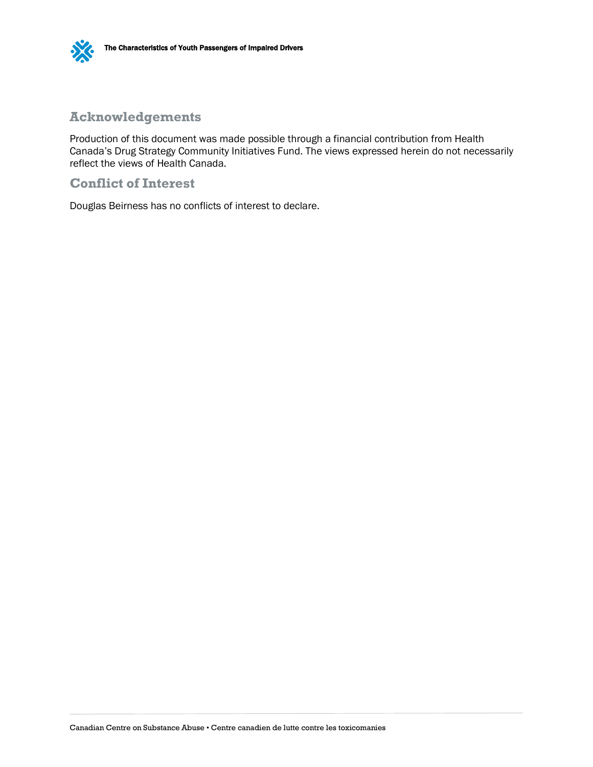## Acknowledgements

Production of this document was made possible through a financial contribution from Health Canada's Drug Strategy Community Initiatives Fund. The views expressed herein do not necessarily reflect the views of Health Canada.

## Conflict of Interest

Douglas Beirness has no conflicts of interest to declare.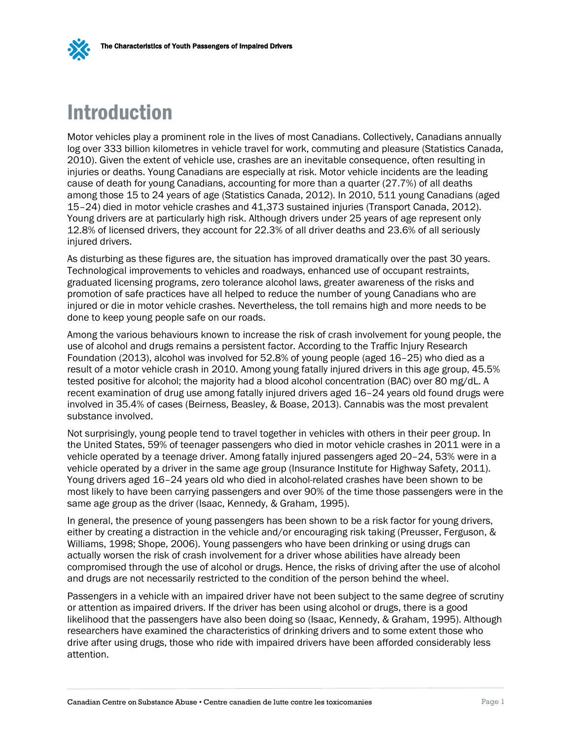# Introduction

Motor vehicles play a prominent role in the lives of most Canadians. Collectively, Canadians annually log over 333 billion kilometres in vehicle travel for work, commuting and pleasure (Statistics Canada, 2010). Given the extent of vehicle use, crashes are an inevitable consequence, often resulting in injuries or deaths. Young Canadians are especially at risk. Motor vehicle incidents are the leading cause of death for young Canadians, accounting for more than a quarter (27.7%) of all deaths among those 15 to 24 years of age (Statistics Canada, 2012). In 2010, 511 young Canadians (aged 15–24) died in motor vehicle crashes and 41,373 sustained injuries (Transport Canada, 2012). Young drivers are at particularly high risk. Although drivers under 25 years of age represent only 12.8% of licensed drivers, they account for 22.3% of all driver deaths and 23.6% of all seriously injured drivers.

As disturbing as these figures are, the situation has improved dramatically over the past 30 years. Technological improvements to vehicles and roadways, enhanced use of occupant restraints, graduated licensing programs, zero tolerance alcohol laws, greater awareness of the risks and promotion of safe practices have all helped to reduce the number of young Canadians who are injured or die in motor vehicle crashes. Nevertheless, the toll remains high and more needs to be done to keep young people safe on our roads.

Among the various behaviours known to increase the risk of crash involvement for young people, the use of alcohol and drugs remains a persistent factor. According to the Traffic Injury Research Foundation (2013), alcohol was involved for 52.8% of young people (aged 16–25) who died as a result of a motor vehicle crash in 2010. Among young fatally injured drivers in this age group, 45.5% tested positive for alcohol; the majority had a blood alcohol concentration (BAC) over 80 mg/dL. A recent examination of drug use among fatally injured drivers aged 16–24 years old found drugs were involved in 35.4% of cases (Beirness, Beasley, & Boase, 2013). Cannabis was the most prevalent substance involved.

Not surprisingly, young people tend to travel together in vehicles with others in their peer group. In the United States, 59% of teenager passengers who died in motor vehicle crashes in 2011 were in a vehicle operated by a teenage driver. Among fatally injured passengers aged 20–24, 53% were in a vehicle operated by a driver in the same age group (Insurance Institute for Highway Safety, 2011). Young drivers aged 16–24 years old who died in alcohol-related crashes have been shown to be most likely to have been carrying passengers and over 90% of the time those passengers were in the same age group as the driver (Isaac, Kennedy, & Graham, 1995).

In general, the presence of young passengers has been shown to be a risk factor for young drivers, either by creating a distraction in the vehicle and/or encouraging risk taking (Preusser, Ferguson, & Williams, 1998; Shope, 2006). Young passengers who have been drinking or using drugs can actually worsen the risk of crash involvement for a driver whose abilities have already been compromised through the use of alcohol or drugs. Hence, the risks of driving after the use of alcohol and drugs are not necessarily restricted to the condition of the person behind the wheel.

Passengers in a vehicle with an impaired driver have not been subject to the same degree of scrutiny or attention as impaired drivers. If the driver has been using alcohol or drugs, there is a good likelihood that the passengers have also been doing so (Isaac, Kennedy, & Graham, 1995). Although researchers have examined the characteristics of drinking drivers and to some extent those who drive after using drugs, those who ride with impaired drivers have been afforded considerably less attention.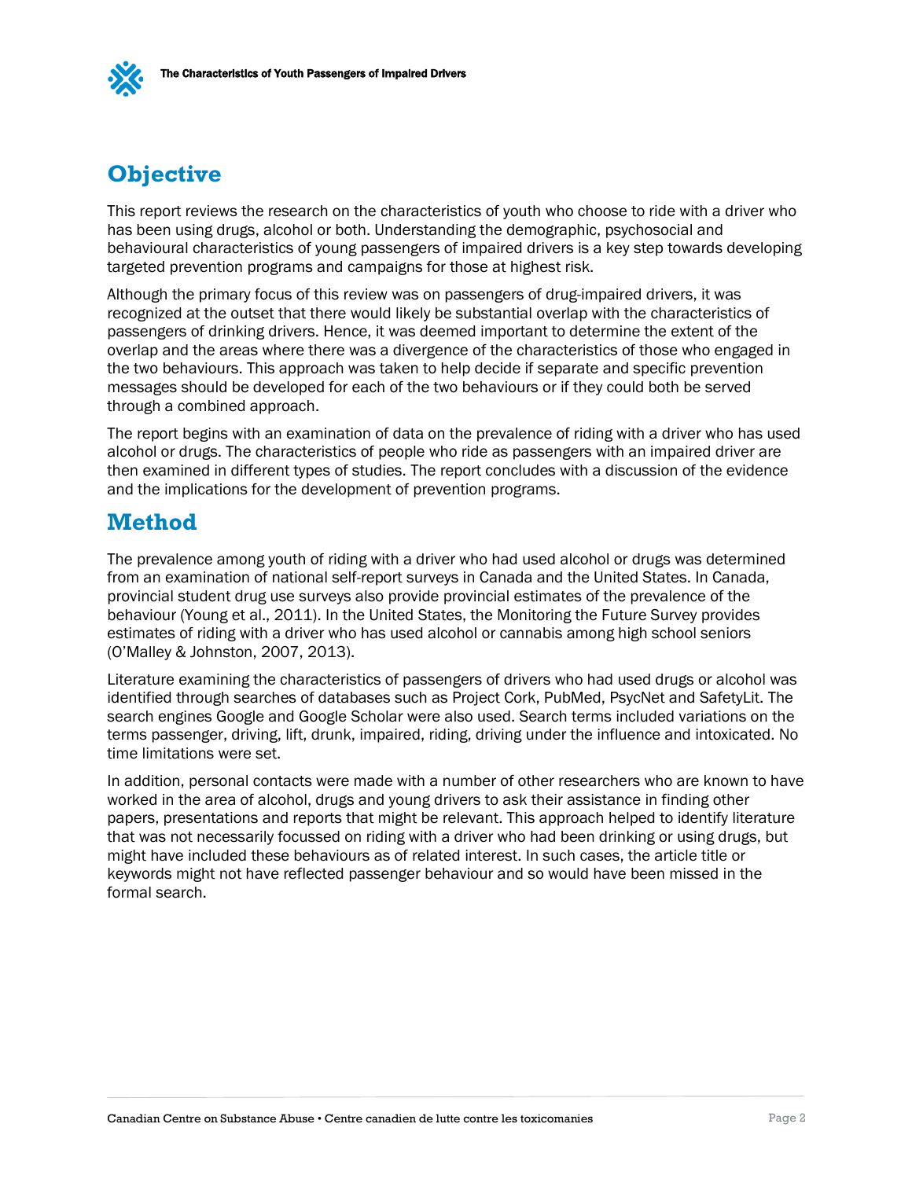## Objective

This report reviews the research on the characteristics of youth who choose to ride with a driver who has been using drugs, alcohol or both. Understanding the demographic, psychosocial and behavioural characteristics of young passengers of impaired drivers is a key step towards developing targeted prevention programs and campaigns for those at highest risk.

Although the primary focus of this review was on passengers of drug-impaired drivers, it was recognized at the outset that there would likely be substantial overlap with the characteristics of passengers of drinking drivers. Hence, it was deemed important to determine the extent of the overlap and the areas where there was a divergence of the characteristics of those who engaged in the two behaviours. This approach was taken to help decide if separate and specific prevention messages should be developed for each of the two behaviours or if they could both be served through a combined approach.

The report begins with an examination of data on the prevalence of riding with a driver who has used alcohol or drugs. The characteristics of people who ride as passengers with an impaired driver are then examined in different types of studies. The report concludes with a discussion of the evidence and the implications for the development of prevention programs.

## Method

The prevalence among youth of riding with a driver who had used alcohol or drugs was determined from an examination of national self-report surveys in Canada and the United States. In Canada, provincial student drug use surveys also provide provincial estimates of the prevalence of the behaviour (Young et al., 2011). In the United States, the Monitoring the Future Survey provides estimates of riding with a driver who has used alcohol or cannabis among high school seniors (O'Malley & Johnston, 2007, 2013).

Literature examining the characteristics of passengers of drivers who had used drugs or alcohol was identified through searches of databases such as Project Cork, PubMed, PsycNet and SafetyLit. The search engines Google and Google Scholar were also used. Search terms included variations on the terms passenger, driving, lift, drunk, impaired, riding, driving under the influence and intoxicated. No time limitations were set.

In addition, personal contacts were made with a number of other researchers who are known to have worked in the area of alcohol, drugs and young drivers to ask their assistance in finding other papers, presentations and reports that might be relevant. This approach helped to identify literature that was not necessarily focussed on riding with a driver who had been drinking or using drugs, but might have included these behaviours as of related interest. In such cases, the article title or keywords might not have reflected passenger behaviour and so would have been missed in the formal search.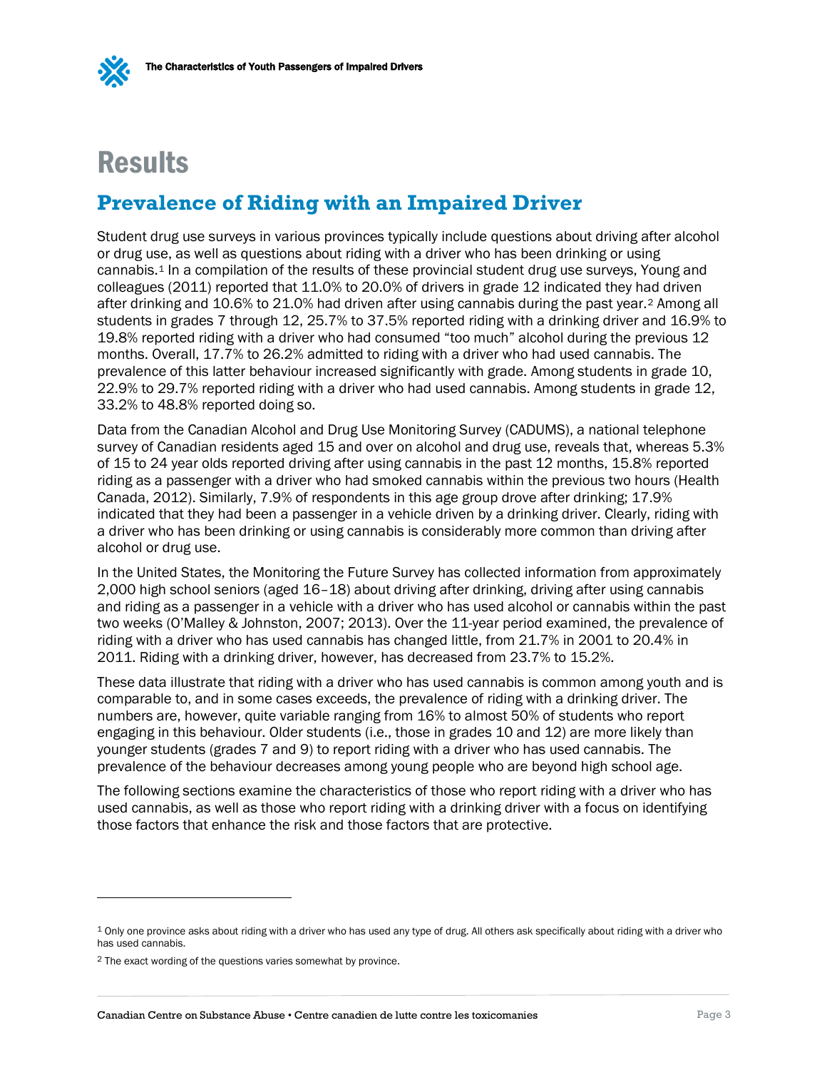# Results

## Prevalence of Riding with an Impaired Driver

Student drug use surveys in various provinces typically include questions about driving after alcohol or drug use, as well as questions about riding with a driver who has been drinking or using cannabis.[1] In a compilation of the results of these provincial student drug use surveys, Young and colleagues (2011) reported that 11.0% to 20.0% of drivers in grade 12 indicated they had driven after drinking and 10.6% to 21.0% had driven after using cannabis during the past year.[2] Among all students in grades 7 through 12, 25.7% to 37.5% reported riding with a drinking driver and 16.9% to 19.8% reported riding with a driver who had consumed "too much" alcohol during the previous 12 months. Overall, 17.7% to 26.2% admitted to riding with a driver who had used cannabis. The prevalence of this latter behaviour increased significantly with grade. Among students in grade 10, 22.9% to 29.7% reported riding with a driver who had used cannabis. Among students in grade 12, 33.2% to 48.8% reported doing so.

Data from the Canadian Alcohol and Drug Use Monitoring Survey (CADUMS), a national telephone survey of Canadian residents aged 15 and over on alcohol and drug use, reveals that, whereas 5.3% of 15 to 24 year olds reported driving after using cannabis in the past 12 months, 15.8% reported riding as a passenger with a driver who had smoked cannabis within the previous two hours (Health Canada, 2012). Similarly, 7.9% of respondents in this age group drove after drinking; 17.9% indicated that they had been a passenger in a vehicle driven by a drinking driver. Clearly, riding with a driver who has been drinking or using cannabis is considerably more common than driving after alcohol or drug use.

In the United States, the Monitoring the Future Survey has collected information from approximately 2,000 high school seniors (aged 16–18) about driving after drinking, driving after using cannabis and riding as a passenger in a vehicle with a driver who has used alcohol or cannabis within the past two weeks (O'Malley & Johnston, 2007; 2013). Over the 11-year period examined, the prevalence of riding with a driver who has used cannabis has changed little, from 21.7% in 2001 to 20.4% in 2011. Riding with a drinking driver, however, has decreased from 23.7% to 15.2%.

These data illustrate that riding with a driver who has used cannabis is common among youth and is comparable to, and in some cases exceeds, the prevalence of riding with a drinking driver. The numbers are, however, quite variable ranging from 16% to almost 50% of students who report engaging in this behaviour. Older students (i.e., those in grades 10 and 12) are more likely than younger students (grades 7 and 9) to report riding with a driver who has used cannabis. The prevalence of the behaviour decreases among young people who are beyond high school age.

The following sections examine the characteristics of those who report riding with a driver who has used cannabis, as well as those who report riding with a drinking driver with a focus on identifying those factors that enhance the risk and those factors that are protective.

---

[1] Only one province asks about riding with a driver who has used any type of drug. All others ask specifically about riding with a driver who has used cannabis.

[2] The exact wording of the questions varies somewhat by province.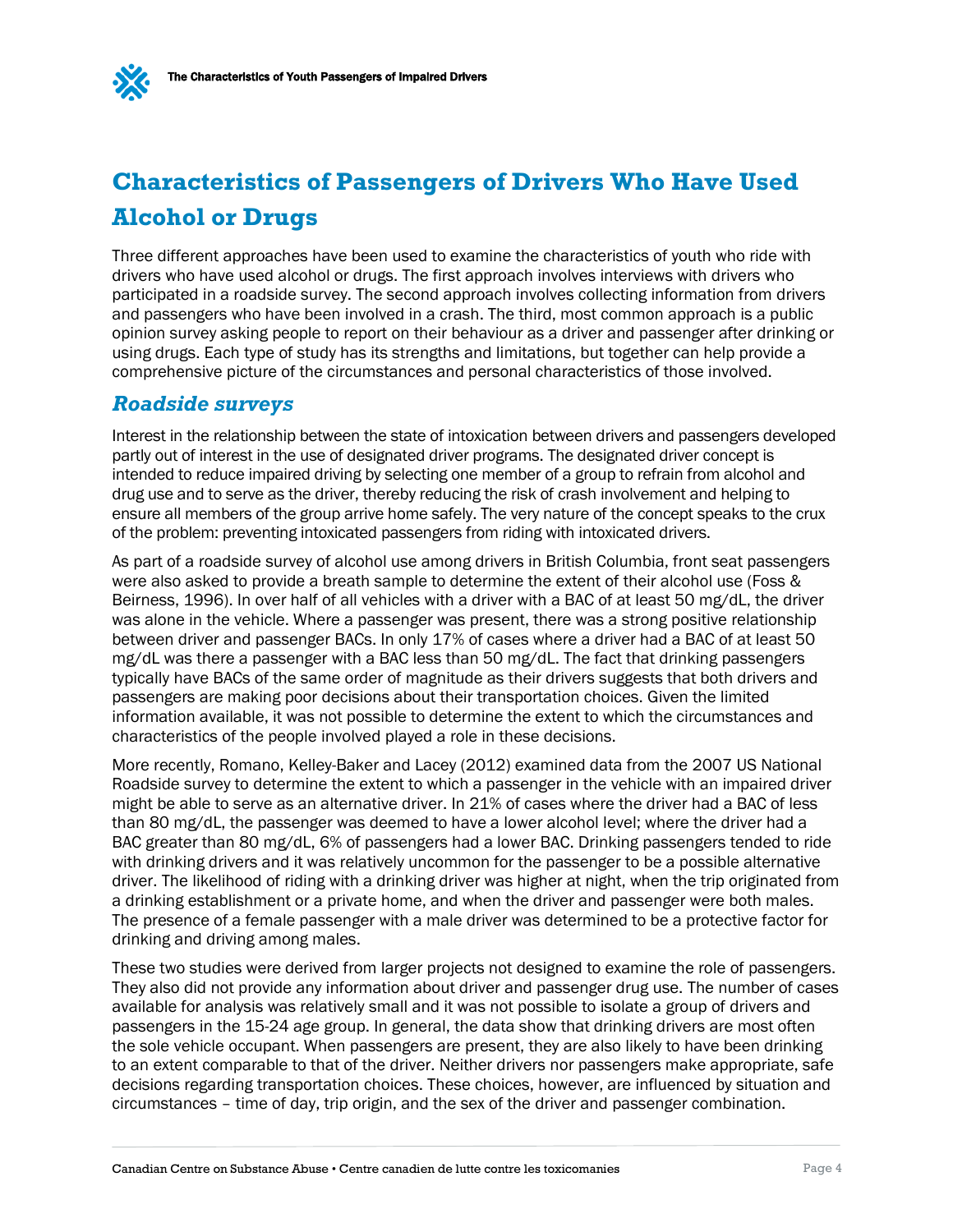## Characteristics of Passengers of Drivers Who Have Used Alcohol or Drugs

Three different approaches have been used to examine the characteristics of youth who ride with drivers who have used alcohol or drugs. The first approach involves interviews with drivers who participated in a roadside survey. The second approach involves collecting information from drivers and passengers who have been involved in a crash. The third, most common approach is a public opinion survey asking people to report on their behaviour as a driver and passenger after drinking or using drugs. Each type of study has its strengths and limitations, but together can help provide a comprehensive picture of the circumstances and personal characteristics of those involved.

### *Roadside surveys*

Interest in the relationship between the state of intoxication between drivers and passengers developed partly out of interest in the use of designated driver programs. The designated driver concept is intended to reduce impaired driving by selecting one member of a group to refrain from alcohol and drug use and to serve as the driver, thereby reducing the risk of crash involvement and helping to ensure all members of the group arrive home safely. The very nature of the concept speaks to the crux of the problem: preventing intoxicated passengers from riding with intoxicated drivers.

As part of a roadside survey of alcohol use among drivers in British Columbia, front seat passengers were also asked to provide a breath sample to determine the extent of their alcohol use (Foss & Beirness, 1996). In over half of all vehicles with a driver with a BAC of at least 50 mg/dL, the driver was alone in the vehicle. Where a passenger was present, there was a strong positive relationship between driver and passenger BACs. In only 17% of cases where a driver had a BAC of at least 50 mg/dL was there a passenger with a BAC less than 50 mg/dL. The fact that drinking passengers typically have BACs of the same order of magnitude as their drivers suggests that both drivers and passengers are making poor decisions about their transportation choices. Given the limited information available, it was not possible to determine the extent to which the circumstances and characteristics of the people involved played a role in these decisions.

More recently, Romano, Kelley-Baker and Lacey (2012) examined data from the 2007 US National Roadside survey to determine the extent to which a passenger in the vehicle with an impaired driver might be able to serve as an alternative driver. In 21% of cases where the driver had a BAC of less than 80 mg/dL, the passenger was deemed to have a lower alcohol level; where the driver had a BAC greater than 80 mg/dL, 6% of passengers had a lower BAC. Drinking passengers tended to ride with drinking drivers and it was relatively uncommon for the passenger to be a possible alternative driver. The likelihood of riding with a drinking driver was higher at night, when the trip originated from a drinking establishment or a private home, and when the driver and passenger were both males. The presence of a female passenger with a male driver was determined to be a protective factor for drinking and driving among males.

These two studies were derived from larger projects not designed to examine the role of passengers. They also did not provide any information about driver and passenger drug use. The number of cases available for analysis was relatively small and it was not possible to isolate a group of drivers and passengers in the 15-24 age group. In general, the data show that drinking drivers are most often the sole vehicle occupant. When passengers are present, they are also likely to have been drinking to an extent comparable to that of the driver. Neither drivers nor passengers make appropriate, safe decisions regarding transportation choices. These choices, however, are influenced by situation and circumstances – time of day, trip origin, and the sex of the driver and passenger combination.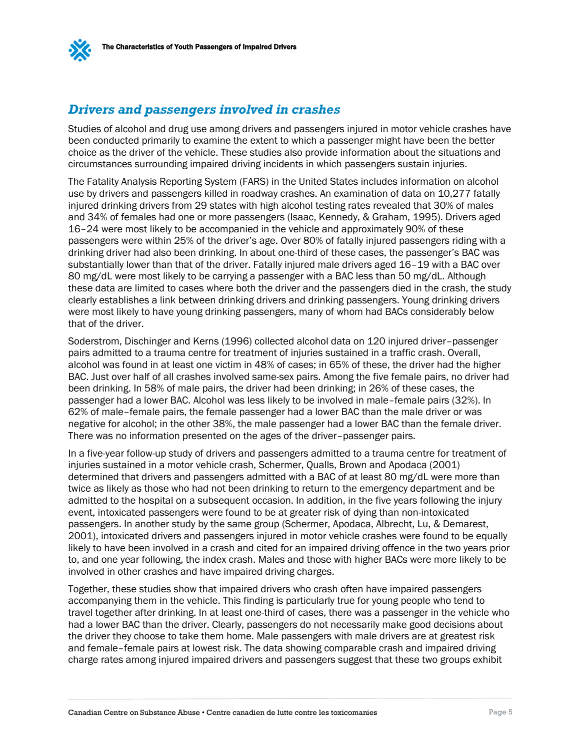## Drivers and passengers involved in crashes

Studies of alcohol and drug use among drivers and passengers injured in motor vehicle crashes have been conducted primarily to examine the extent to which a passenger might have been the better choice as the driver of the vehicle. These studies also provide information about the situations and circumstances surrounding impaired driving incidents in which passengers sustain injuries.

The Fatality Analysis Reporting System (FARS) in the United States includes information on alcohol use by drivers and passengers killed in roadway crashes. An examination of data on 10,277 fatally injured drinking drivers from 29 states with high alcohol testing rates revealed that 30% of males and 34% of females had one or more passengers (Isaac, Kennedy, & Graham, 1995). Drivers aged 16–24 were most likely to be accompanied in the vehicle and approximately 90% of these passengers were within 25% of the driver's age. Over 80% of fatally injured passengers riding with a drinking driver had also been drinking. In about one-third of these cases, the passenger's BAC was substantially lower than that of the driver. Fatally injured male drivers aged 16–19 with a BAC over 80 mg/dL were most likely to be carrying a passenger with a BAC less than 50 mg/dL. Although these data are limited to cases where both the driver and the passengers died in the crash, the study clearly establishes a link between drinking drivers and drinking passengers. Young drinking drivers were most likely to have young drinking passengers, many of whom had BACs considerably below that of the driver.

Soderstrom, Dischinger and Kerns (1996) collected alcohol data on 120 injured driver–passenger pairs admitted to a trauma centre for treatment of injuries sustained in a traffic crash. Overall, alcohol was found in at least one victim in 48% of cases; in 65% of these, the driver had the higher BAC. Just over half of all crashes involved same-sex pairs. Among the five female pairs, no driver had been drinking. In 58% of male pairs, the driver had been drinking; in 26% of these cases, the passenger had a lower BAC. Alcohol was less likely to be involved in male–female pairs (32%). In 62% of male–female pairs, the female passenger had a lower BAC than the male driver or was negative for alcohol; in the other 38%, the male passenger had a lower BAC than the female driver. There was no information presented on the ages of the driver–passenger pairs.

In a five-year follow-up study of drivers and passengers admitted to a trauma centre for treatment of injuries sustained in a motor vehicle crash, Schermer, Qualls, Brown and Apodaca (2001) determined that drivers and passengers admitted with a BAC of at least 80 mg/dL were more than twice as likely as those who had not been drinking to return to the emergency department and be admitted to the hospital on a subsequent occasion. In addition, in the five years following the injury event, intoxicated passengers were found to be at greater risk of dying than non-intoxicated passengers. In another study by the same group (Schermer, Apodaca, Albrecht, Lu, & Demarest, 2001), intoxicated drivers and passengers injured in motor vehicle crashes were found to be equally likely to have been involved in a crash and cited for an impaired driving offence in the two years prior to, and one year following, the index crash. Males and those with higher BACs were more likely to be involved in other crashes and have impaired driving charges.

Together, these studies show that impaired drivers who crash often have impaired passengers accompanying them in the vehicle. This finding is particularly true for young people who tend to travel together after drinking. In at least one-third of cases, there was a passenger in the vehicle who had a lower BAC than the driver. Clearly, passengers do not necessarily make good decisions about the driver they choose to take them home. Male passengers with male drivers are at greatest risk and female–female pairs at lowest risk. The data showing comparable crash and impaired driving charge rates among injured impaired drivers and passengers suggest that these two groups exhibit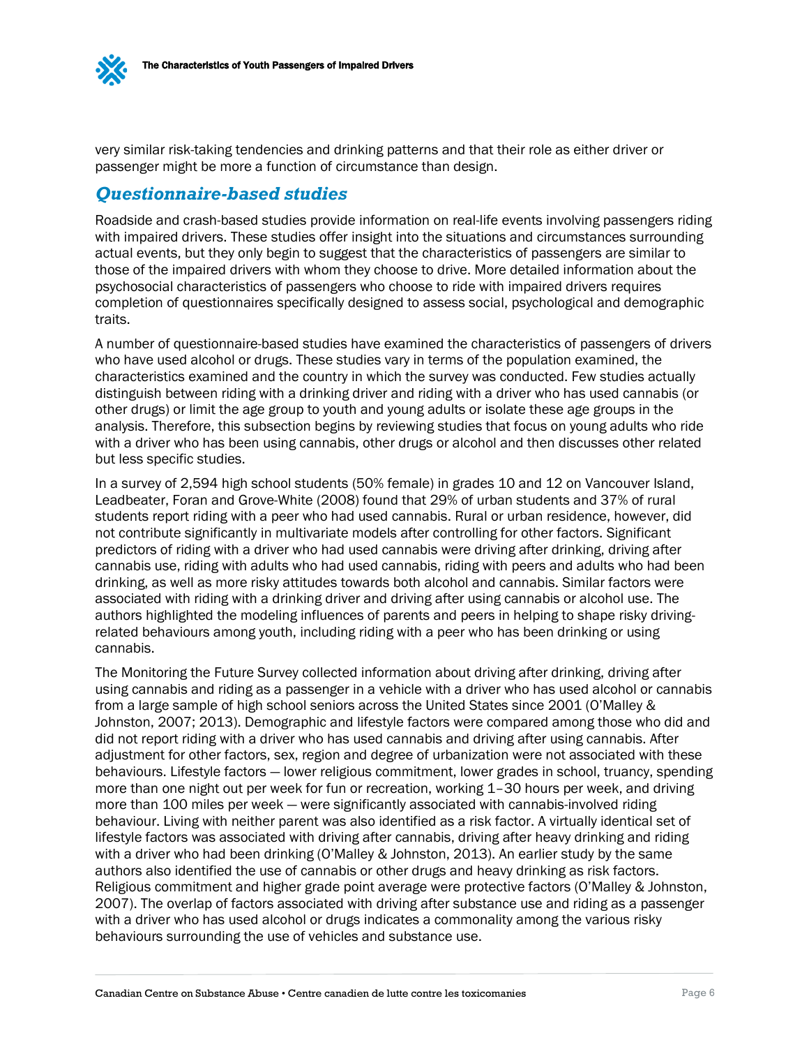very similar risk-taking tendencies and drinking patterns and that their role as either driver or passenger might be more a function of circumstance than design.

## *Questionnaire-based studies*

Roadside and crash-based studies provide information on real-life events involving passengers riding with impaired drivers. These studies offer insight into the situations and circumstances surrounding actual events, but they only begin to suggest that the characteristics of passengers are similar to those of the impaired drivers with whom they choose to drive. More detailed information about the psychosocial characteristics of passengers who choose to ride with impaired drivers requires completion of questionnaires specifically designed to assess social, psychological and demographic traits.

A number of questionnaire-based studies have examined the characteristics of passengers of drivers who have used alcohol or drugs. These studies vary in terms of the population examined, the characteristics examined and the country in which the survey was conducted. Few studies actually distinguish between riding with a drinking driver and riding with a driver who has used cannabis (or other drugs) or limit the age group to youth and young adults or isolate these age groups in the analysis. Therefore, this subsection begins by reviewing studies that focus on young adults who ride with a driver who has been using cannabis, other drugs or alcohol and then discusses other related but less specific studies.

In a survey of 2,594 high school students (50% female) in grades 10 and 12 on Vancouver Island, Leadbeater, Foran and Grove-White (2008) found that 29% of urban students and 37% of rural students report riding with a peer who had used cannabis. Rural or urban residence, however, did not contribute significantly in multivariate models after controlling for other factors. Significant predictors of riding with a driver who had used cannabis were driving after drinking, driving after cannabis use, riding with adults who had used cannabis, riding with peers and adults who had been drinking, as well as more risky attitudes towards both alcohol and cannabis. Similar factors were associated with riding with a drinking driver and driving after using cannabis or alcohol use. The authors highlighted the modeling influences of parents and peers in helping to shape risky driving-related behaviours among youth, including riding with a peer who has been drinking or using cannabis.

The Monitoring the Future Survey collected information about driving after drinking, driving after using cannabis and riding as a passenger in a vehicle with a driver who has used alcohol or cannabis from a large sample of high school seniors across the United States since 2001 (O'Malley & Johnston, 2007; 2013). Demographic and lifestyle factors were compared among those who did and did not report riding with a driver who has used cannabis and driving after using cannabis. After adjustment for other factors, sex, region and degree of urbanization were not associated with these behaviours. Lifestyle factors — lower religious commitment, lower grades in school, truancy, spending more than one night out per week for fun or recreation, working 1–30 hours per week, and driving more than 100 miles per week — were significantly associated with cannabis-involved riding behaviour. Living with neither parent was also identified as a risk factor. A virtually identical set of lifestyle factors was associated with driving after cannabis, driving after heavy drinking and riding with a driver who had been drinking (O'Malley & Johnston, 2013). An earlier study by the same authors also identified the use of cannabis or other drugs and heavy drinking as risk factors. Religious commitment and higher grade point average were protective factors (O'Malley & Johnston, 2007). The overlap of factors associated with driving after substance use and riding as a passenger with a driver who has used alcohol or drugs indicates a commonality among the various risky behaviours surrounding the use of vehicles and substance use.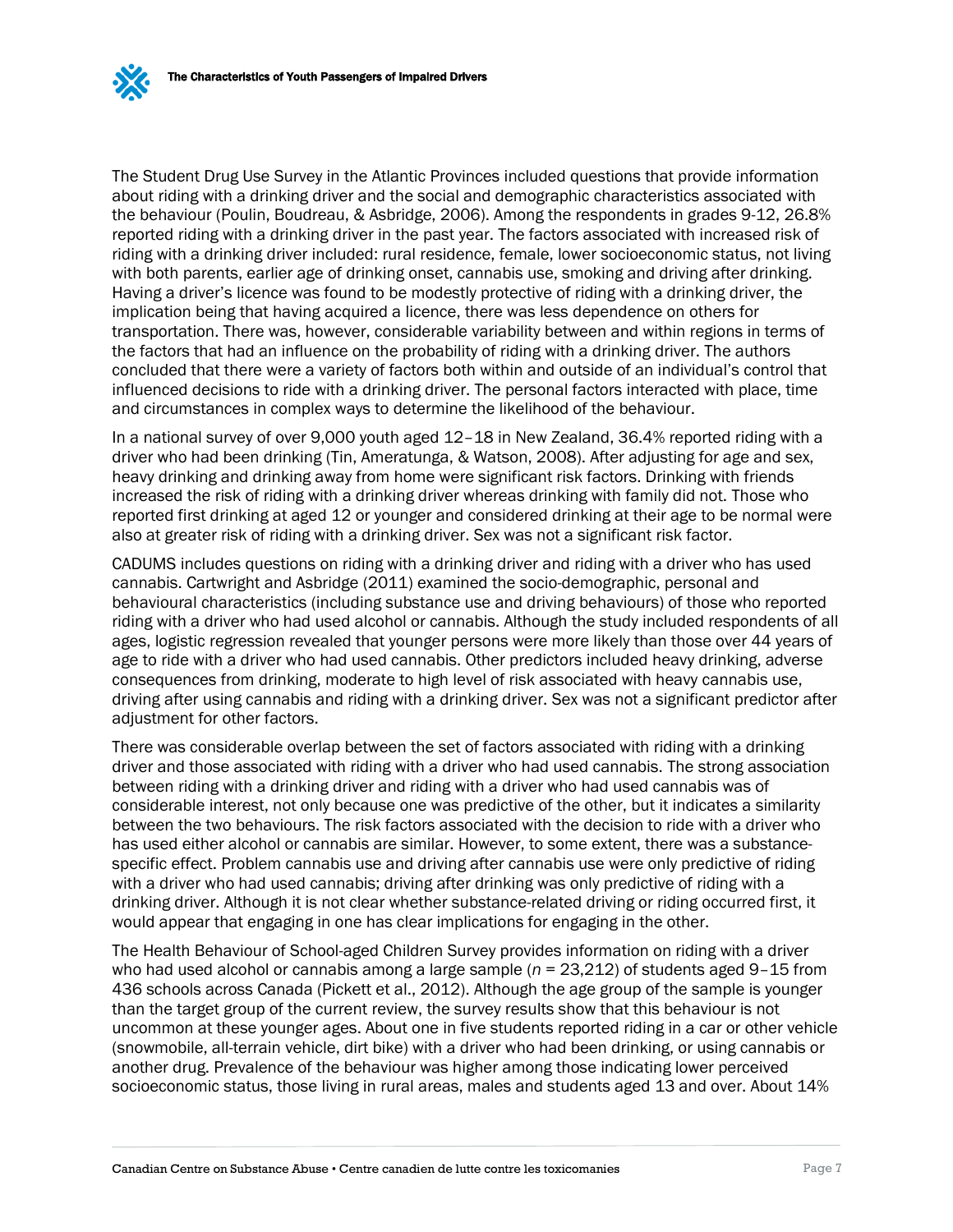The Student Drug Use Survey in the Atlantic Provinces included questions that provide information about riding with a drinking driver and the social and demographic characteristics associated with the behaviour (Poulin, Boudreau, & Asbridge, 2006). Among the respondents in grades 9-12, 26.8% reported riding with a drinking driver in the past year. The factors associated with increased risk of riding with a drinking driver included: rural residence, female, lower socioeconomic status, not living with both parents, earlier age of drinking onset, cannabis use, smoking and driving after drinking. Having a driver's licence was found to be modestly protective of riding with a drinking driver, the implication being that having acquired a licence, there was less dependence on others for transportation. There was, however, considerable variability between and within regions in terms of the factors that had an influence on the probability of riding with a drinking driver. The authors concluded that there were a variety of factors both within and outside of an individual's control that influenced decisions to ride with a drinking driver. The personal factors interacted with place, time and circumstances in complex ways to determine the likelihood of the behaviour.

In a national survey of over 9,000 youth aged 12–18 in New Zealand, 36.4% reported riding with a driver who had been drinking (Tin, Ameratunga, & Watson, 2008). After adjusting for age and sex, heavy drinking and drinking away from home were significant risk factors. Drinking with friends increased the risk of riding with a drinking driver whereas drinking with family did not. Those who reported first drinking at aged 12 or younger and considered drinking at their age to be normal were also at greater risk of riding with a drinking driver. Sex was not a significant risk factor.

CADUMS includes questions on riding with a drinking driver and riding with a driver who has used cannabis. Cartwright and Asbridge (2011) examined the socio-demographic, personal and behavioural characteristics (including substance use and driving behaviours) of those who reported riding with a driver who had used alcohol or cannabis. Although the study included respondents of all ages, logistic regression revealed that younger persons were more likely than those over 44 years of age to ride with a driver who had used cannabis. Other predictors included heavy drinking, adverse consequences from drinking, moderate to high level of risk associated with heavy cannabis use, driving after using cannabis and riding with a drinking driver. Sex was not a significant predictor after adjustment for other factors.

There was considerable overlap between the set of factors associated with riding with a drinking driver and those associated with riding with a driver who had used cannabis. The strong association between riding with a drinking driver and riding with a driver who had used cannabis was of considerable interest, not only because one was predictive of the other, but it indicates a similarity between the two behaviours. The risk factors associated with the decision to ride with a driver who has used either alcohol or cannabis are similar. However, to some extent, there was a substance-specific effect. Problem cannabis use and driving after cannabis use were only predictive of riding with a driver who had used cannabis; driving after drinking was only predictive of riding with a drinking driver. Although it is not clear whether substance-related driving or riding occurred first, it would appear that engaging in one has clear implications for engaging in the other.

The Health Behaviour of School-aged Children Survey provides information on riding with a driver who had used alcohol or cannabis among a large sample ($n$ = 23,212) of students aged 9–15 from 436 schools across Canada (Pickett et al., 2012). Although the age group of the sample is younger than the target group of the current review, the survey results show that this behaviour is not uncommon at these younger ages. About one in five students reported riding in a car or other vehicle (snowmobile, all-terrain vehicle, dirt bike) with a driver who had been drinking, or using cannabis or another drug. Prevalence of the behaviour was higher among those indicating lower perceived socioeconomic status, those living in rural areas, males and students aged 13 and over. About 14%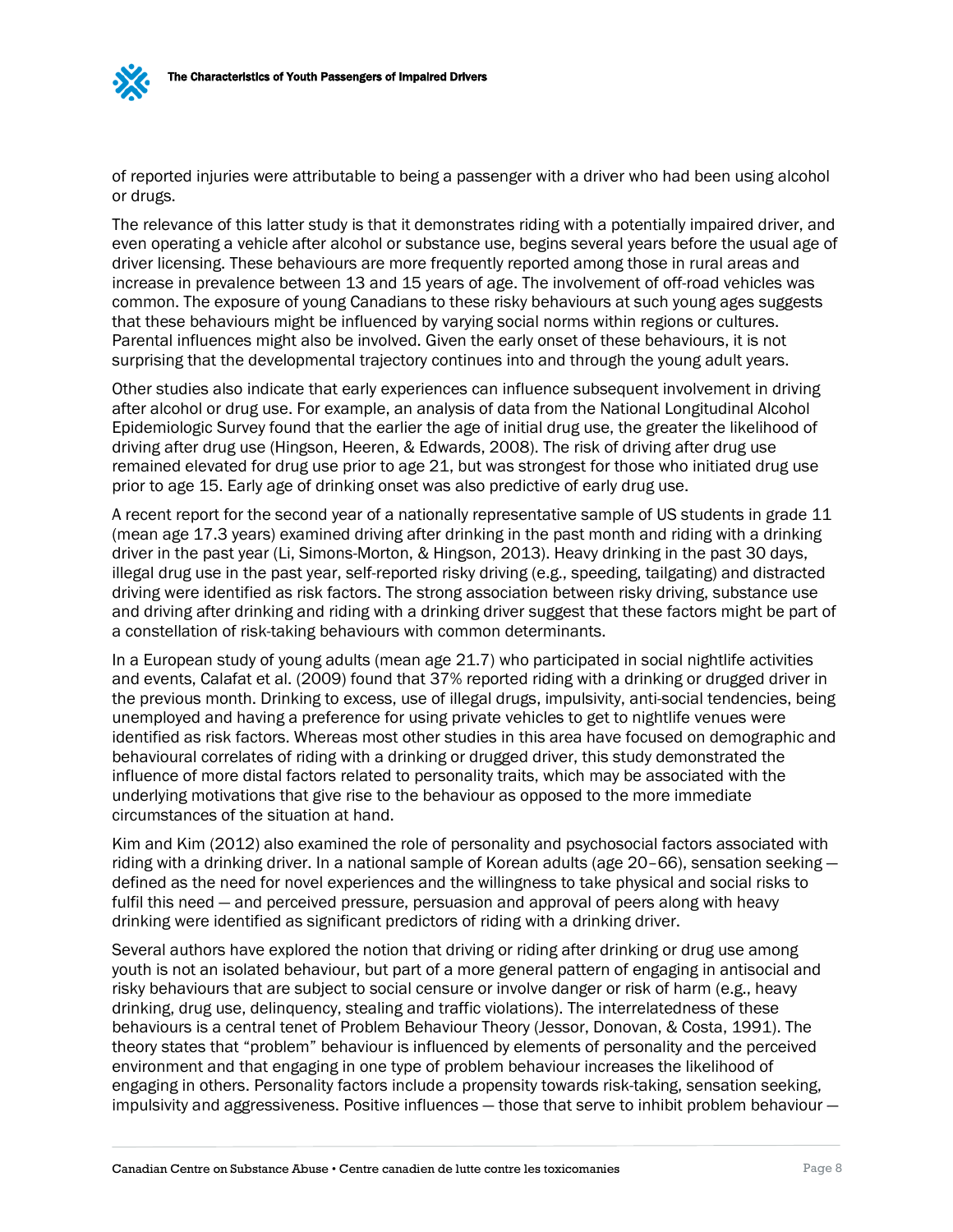of reported injuries were attributable to being a passenger with a driver who had been using alcohol or drugs.

The relevance of this latter study is that it demonstrates riding with a potentially impaired driver, and even operating a vehicle after alcohol or substance use, begins several years before the usual age of driver licensing. These behaviours are more frequently reported among those in rural areas and increase in prevalence between 13 and 15 years of age. The involvement of off-road vehicles was common. The exposure of young Canadians to these risky behaviours at such young ages suggests that these behaviours might be influenced by varying social norms within regions or cultures. Parental influences might also be involved. Given the early onset of these behaviours, it is not surprising that the developmental trajectory continues into and through the young adult years.

Other studies also indicate that early experiences can influence subsequent involvement in driving after alcohol or drug use. For example, an analysis of data from the National Longitudinal Alcohol Epidemiologic Survey found that the earlier the age of initial drug use, the greater the likelihood of driving after drug use (Hingson, Heeren, & Edwards, 2008). The risk of driving after drug use remained elevated for drug use prior to age 21, but was strongest for those who initiated drug use prior to age 15. Early age of drinking onset was also predictive of early drug use.

A recent report for the second year of a nationally representative sample of US students in grade 11 (mean age 17.3 years) examined driving after drinking in the past month and riding with a drinking driver in the past year (Li, Simons-Morton, & Hingson, 2013). Heavy drinking in the past 30 days, illegal drug use in the past year, self-reported risky driving (e.g., speeding, tailgating) and distracted driving were identified as risk factors. The strong association between risky driving, substance use and driving after drinking and riding with a drinking driver suggest that these factors might be part of a constellation of risk-taking behaviours with common determinants.

In a European study of young adults (mean age 21.7) who participated in social nightlife activities and events, Calafat et al. (2009) found that 37% reported riding with a drinking or drugged driver in the previous month. Drinking to excess, use of illegal drugs, impulsivity, anti-social tendencies, being unemployed and having a preference for using private vehicles to get to nightlife venues were identified as risk factors. Whereas most other studies in this area have focused on demographic and behavioural correlates of riding with a drinking or drugged driver, this study demonstrated the influence of more distal factors related to personality traits, which may be associated with the underlying motivations that give rise to the behaviour as opposed to the more immediate circumstances of the situation at hand.

Kim and Kim (2012) also examined the role of personality and psychosocial factors associated with riding with a drinking driver. In a national sample of Korean adults (age 20–66), sensation seeking — defined as the need for novel experiences and the willingness to take physical and social risks to fulfil this need — and perceived pressure, persuasion and approval of peers along with heavy drinking were identified as significant predictors of riding with a drinking driver.

Several authors have explored the notion that driving or riding after drinking or drug use among youth is not an isolated behaviour, but part of a more general pattern of engaging in antisocial and risky behaviours that are subject to social censure or involve danger or risk of harm (e.g., heavy drinking, drug use, delinquency, stealing and traffic violations). The interrelatedness of these behaviours is a central tenet of Problem Behaviour Theory (Jessor, Donovan, & Costa, 1991). The theory states that "problem" behaviour is influenced by elements of personality and the perceived environment and that engaging in one type of problem behaviour increases the likelihood of engaging in others. Personality factors include a propensity towards risk-taking, sensation seeking, impulsivity and aggressiveness. Positive influences — those that serve to inhibit problem behaviour —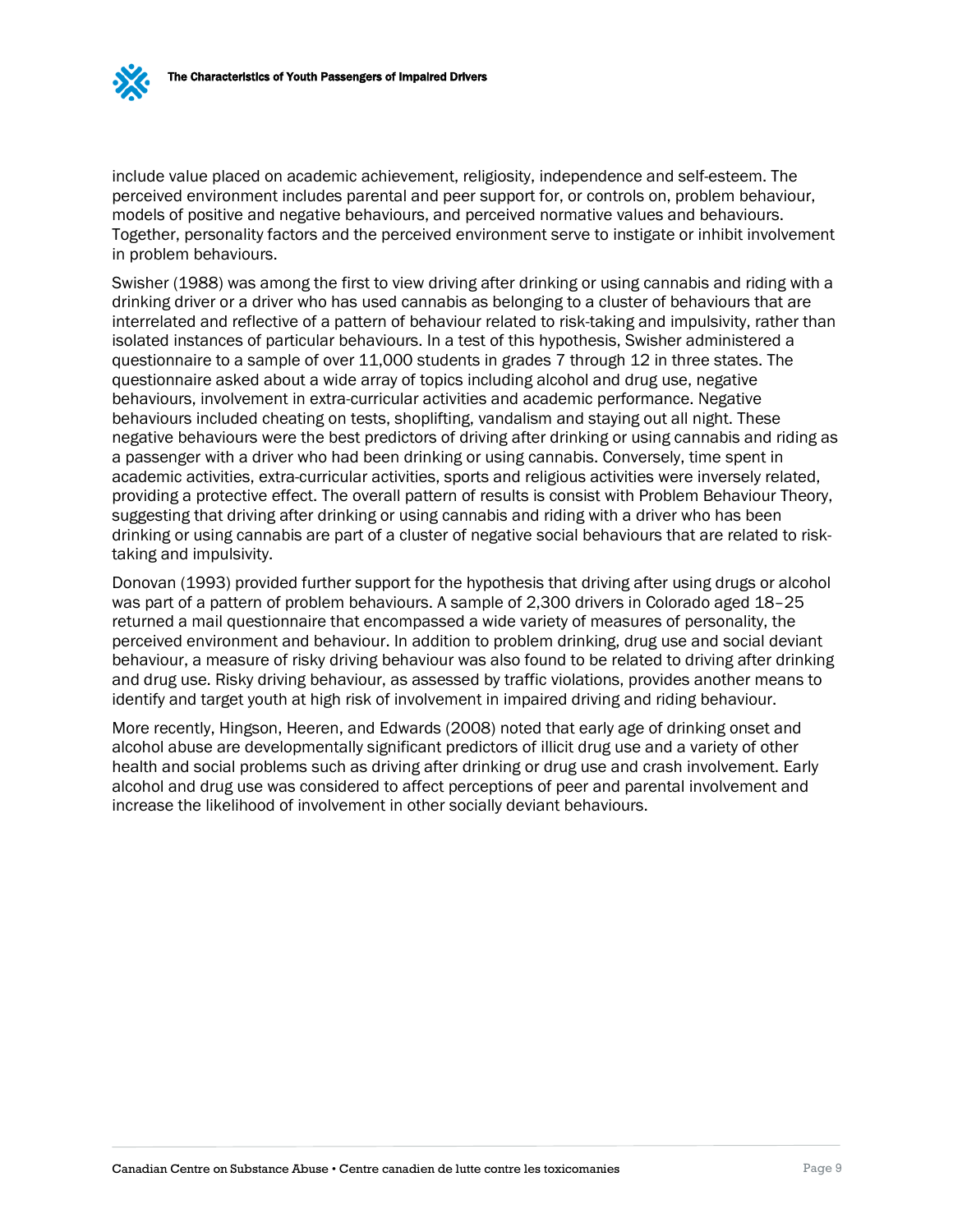include value placed on academic achievement, religiosity, independence and self-esteem. The perceived environment includes parental and peer support for, or controls on, problem behaviour, models of positive and negative behaviours, and perceived normative values and behaviours. Together, personality factors and the perceived environment serve to instigate or inhibit involvement in problem behaviours.

Swisher (1988) was among the first to view driving after drinking or using cannabis and riding with a drinking driver or a driver who has used cannabis as belonging to a cluster of behaviours that are interrelated and reflective of a pattern of behaviour related to risk-taking and impulsivity, rather than isolated instances of particular behaviours. In a test of this hypothesis, Swisher administered a questionnaire to a sample of over 11,000 students in grades 7 through 12 in three states. The questionnaire asked about a wide array of topics including alcohol and drug use, negative behaviours, involvement in extra-curricular activities and academic performance. Negative behaviours included cheating on tests, shoplifting, vandalism and staying out all night. These negative behaviours were the best predictors of driving after drinking or using cannabis and riding as a passenger with a driver who had been drinking or using cannabis. Conversely, time spent in academic activities, extra-curricular activities, sports and religious activities were inversely related, providing a protective effect. The overall pattern of results is consist with Problem Behaviour Theory, suggesting that driving after drinking or using cannabis and riding with a driver who has been drinking or using cannabis are part of a cluster of negative social behaviours that are related to risk-taking and impulsivity.

Donovan (1993) provided further support for the hypothesis that driving after using drugs or alcohol was part of a pattern of problem behaviours. A sample of 2,300 drivers in Colorado aged 18–25 returned a mail questionnaire that encompassed a wide variety of measures of personality, the perceived environment and behaviour. In addition to problem drinking, drug use and social deviant behaviour, a measure of risky driving behaviour was also found to be related to driving after drinking and drug use. Risky driving behaviour, as assessed by traffic violations, provides another means to identify and target youth at high risk of involvement in impaired driving and riding behaviour.

More recently, Hingson, Heeren, and Edwards (2008) noted that early age of drinking onset and alcohol abuse are developmentally significant predictors of illicit drug use and a variety of other health and social problems such as driving after drinking or drug use and crash involvement. Early alcohol and drug use was considered to affect perceptions of peer and parental involvement and increase the likelihood of involvement in other socially deviant behaviours.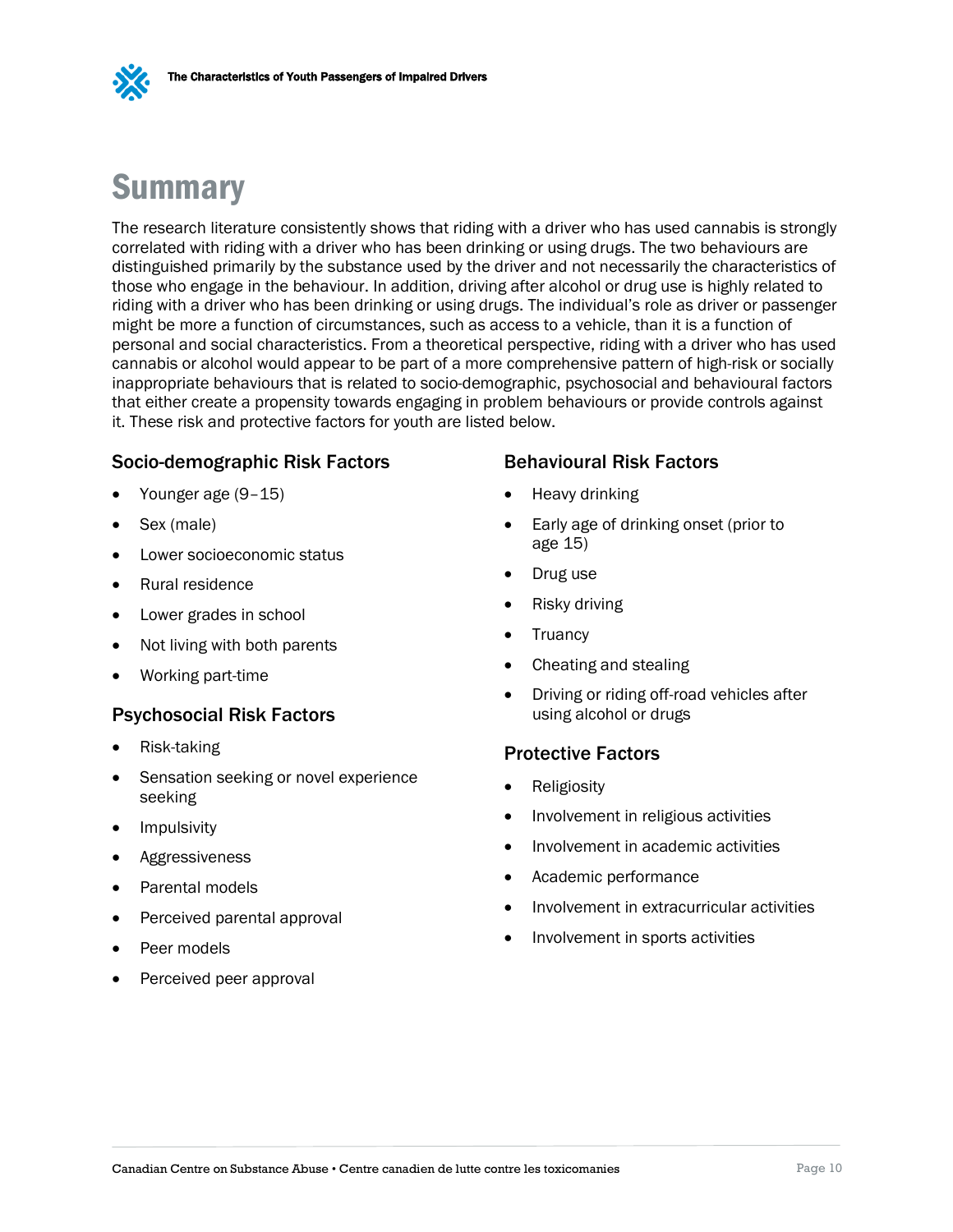# Summary

The research literature consistently shows that riding with a driver who has used cannabis is strongly correlated with riding with a driver who has been drinking or using drugs. The two behaviours are distinguished primarily by the substance used by the driver and not necessarily the characteristics of those who engage in the behaviour. In addition, driving after alcohol or drug use is highly related to riding with a driver who has been drinking or using drugs. The individual's role as driver or passenger might be more a function of circumstances, such as access to a vehicle, than it is a function of personal and social characteristics. From a theoretical perspective, riding with a driver who has used cannabis or alcohol would appear to be part of a more comprehensive pattern of high-risk or socially inappropriate behaviours that is related to socio-demographic, psychosocial and behavioural factors that either create a propensity towards engaging in problem behaviours or provide controls against it. These risk and protective factors for youth are listed below.

### Socio-demographic Risk Factors

- Younger age (9–15)
- Sex (male)
- Lower socioeconomic status
- Rural residence
- Lower grades in school
- Not living with both parents
- Working part-time

### Psychosocial Risk Factors

- Risk-taking
- Sensation seeking or novel experience seeking
- Impulsivity
- Aggressiveness
- Parental models
- Perceived parental approval
- Peer models
- Perceived peer approval

### Behavioural Risk Factors

- Heavy drinking
- Early age of drinking onset (prior to age 15)
- Drug use
- Risky driving
- Truancy
- Cheating and stealing
- Driving or riding off-road vehicles after using alcohol or drugs

### Protective Factors

- Religiosity
- Involvement in religious activities
- Involvement in academic activities
- Academic performance
- Involvement in extracurricular activities
- Involvement in sports activities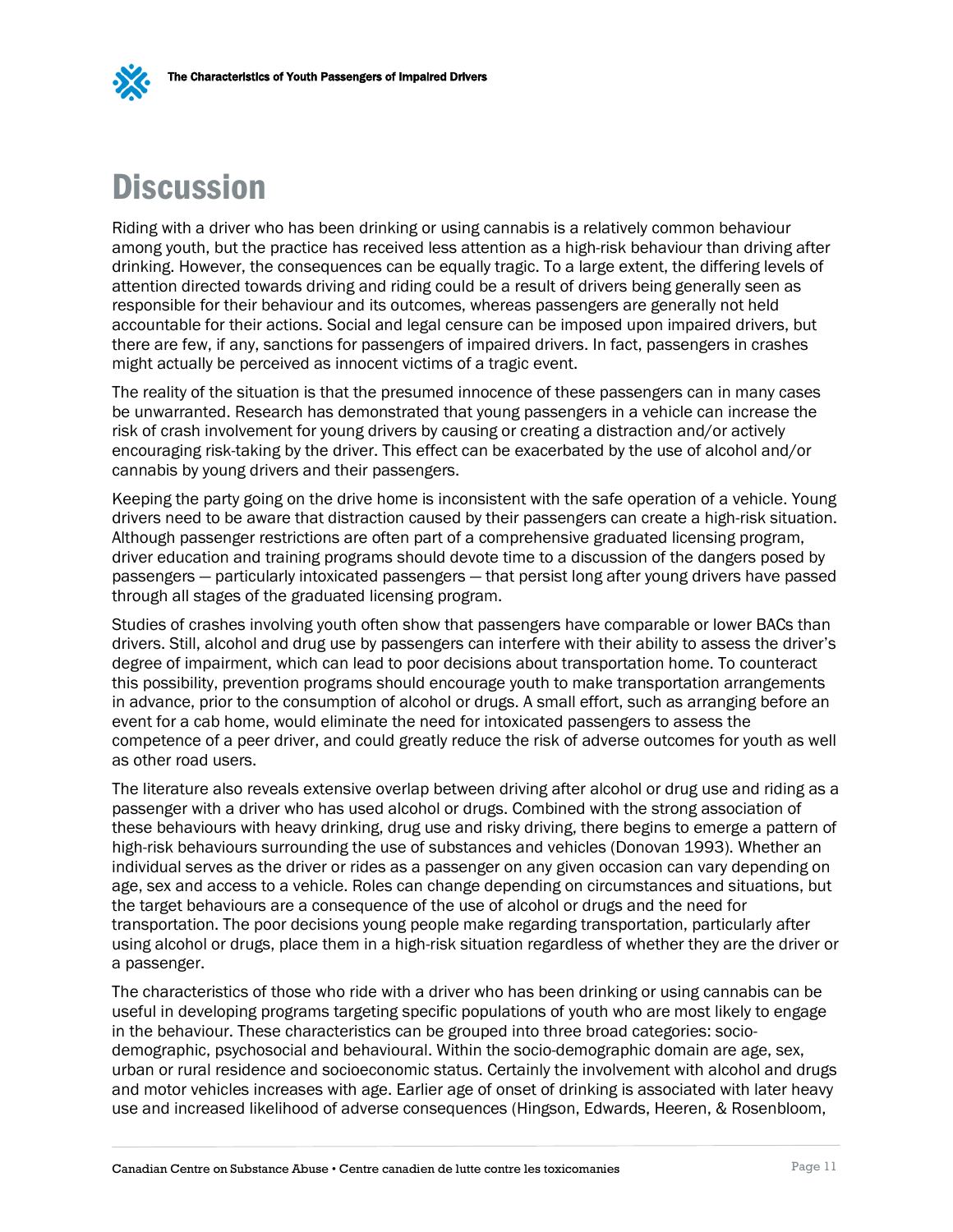# Discussion

Riding with a driver who has been drinking or using cannabis is a relatively common behaviour among youth, but the practice has received less attention as a high-risk behaviour than driving after drinking. However, the consequences can be equally tragic. To a large extent, the differing levels of attention directed towards driving and riding could be a result of drivers being generally seen as responsible for their behaviour and its outcomes, whereas passengers are generally not held accountable for their actions. Social and legal censure can be imposed upon impaired drivers, but there are few, if any, sanctions for passengers of impaired drivers. In fact, passengers in crashes might actually be perceived as innocent victims of a tragic event.

The reality of the situation is that the presumed innocence of these passengers can in many cases be unwarranted. Research has demonstrated that young passengers in a vehicle can increase the risk of crash involvement for young drivers by causing or creating a distraction and/or actively encouraging risk-taking by the driver. This effect can be exacerbated by the use of alcohol and/or cannabis by young drivers and their passengers.

Keeping the party going on the drive home is inconsistent with the safe operation of a vehicle. Young drivers need to be aware that distraction caused by their passengers can create a high-risk situation. Although passenger restrictions are often part of a comprehensive graduated licensing program, driver education and training programs should devote time to a discussion of the dangers posed by passengers — particularly intoxicated passengers — that persist long after young drivers have passed through all stages of the graduated licensing program.

Studies of crashes involving youth often show that passengers have comparable or lower BACs than drivers. Still, alcohol and drug use by passengers can interfere with their ability to assess the driver's degree of impairment, which can lead to poor decisions about transportation home. To counteract this possibility, prevention programs should encourage youth to make transportation arrangements in advance, prior to the consumption of alcohol or drugs. A small effort, such as arranging before an event for a cab home, would eliminate the need for intoxicated passengers to assess the competence of a peer driver, and could greatly reduce the risk of adverse outcomes for youth as well as other road users.

The literature also reveals extensive overlap between driving after alcohol or drug use and riding as a passenger with a driver who has used alcohol or drugs. Combined with the strong association of these behaviours with heavy drinking, drug use and risky driving, there begins to emerge a pattern of high-risk behaviours surrounding the use of substances and vehicles (Donovan 1993). Whether an individual serves as the driver or rides as a passenger on any given occasion can vary depending on age, sex and access to a vehicle. Roles can change depending on circumstances and situations, but the target behaviours are a consequence of the use of alcohol or drugs and the need for transportation. The poor decisions young people make regarding transportation, particularly after using alcohol or drugs, place them in a high-risk situation regardless of whether they are the driver or a passenger.

The characteristics of those who ride with a driver who has been drinking or using cannabis can be useful in developing programs targeting specific populations of youth who are most likely to engage in the behaviour. These characteristics can be grouped into three broad categories: socio-demographic, psychosocial and behavioural. Within the socio-demographic domain are age, sex, urban or rural residence and socioeconomic status. Certainly the involvement with alcohol and drugs and motor vehicles increases with age. Earlier age of onset of drinking is associated with later heavy use and increased likelihood of adverse consequences (Hingson, Edwards, Heeren, & Rosenbloom,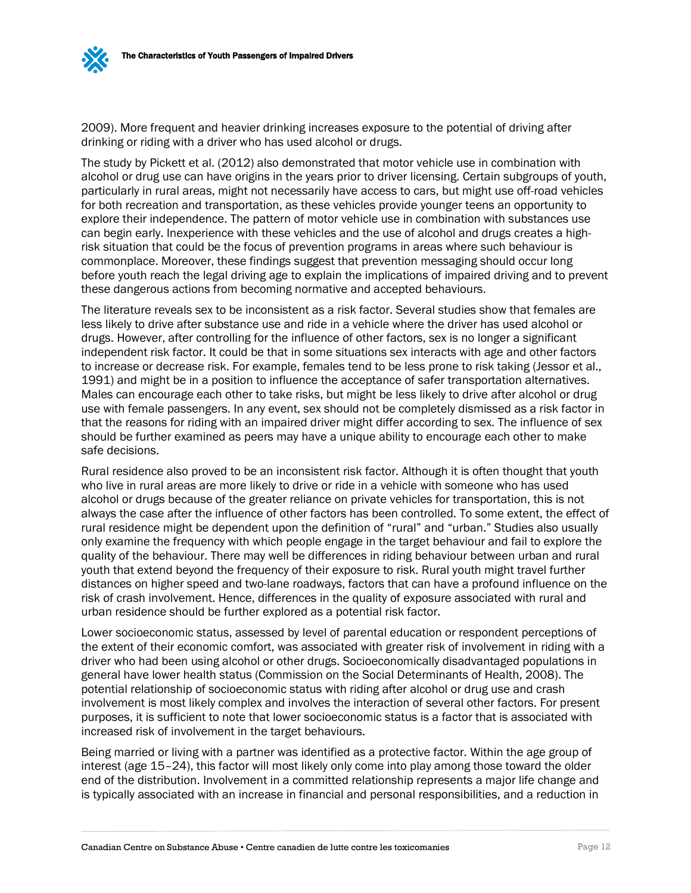2009). More frequent and heavier drinking increases exposure to the potential of driving after drinking or riding with a driver who has used alcohol or drugs.

The study by Pickett et al. (2012) also demonstrated that motor vehicle use in combination with alcohol or drug use can have origins in the years prior to driver licensing. Certain subgroups of youth, particularly in rural areas, might not necessarily have access to cars, but might use off-road vehicles for both recreation and transportation, as these vehicles provide younger teens an opportunity to explore their independence. The pattern of motor vehicle use in combination with substances use can begin early. Inexperience with these vehicles and the use of alcohol and drugs creates a high-risk situation that could be the focus of prevention programs in areas where such behaviour is commonplace. Moreover, these findings suggest that prevention messaging should occur long before youth reach the legal driving age to explain the implications of impaired driving and to prevent these dangerous actions from becoming normative and accepted behaviours.

The literature reveals sex to be inconsistent as a risk factor. Several studies show that females are less likely to drive after substance use and ride in a vehicle where the driver has used alcohol or drugs. However, after controlling for the influence of other factors, sex is no longer a significant independent risk factor. It could be that in some situations sex interacts with age and other factors to increase or decrease risk. For example, females tend to be less prone to risk taking (Jessor et al., 1991) and might be in a position to influence the acceptance of safer transportation alternatives. Males can encourage each other to take risks, but might be less likely to drive after alcohol or drug use with female passengers. In any event, sex should not be completely dismissed as a risk factor in that the reasons for riding with an impaired driver might differ according to sex. The influence of sex should be further examined as peers may have a unique ability to encourage each other to make safe decisions.

Rural residence also proved to be an inconsistent risk factor. Although it is often thought that youth who live in rural areas are more likely to drive or ride in a vehicle with someone who has used alcohol or drugs because of the greater reliance on private vehicles for transportation, this is not always the case after the influence of other factors has been controlled. To some extent, the effect of rural residence might be dependent upon the definition of "rural" and "urban." Studies also usually only examine the frequency with which people engage in the target behaviour and fail to explore the quality of the behaviour. There may well be differences in riding behaviour between urban and rural youth that extend beyond the frequency of their exposure to risk. Rural youth might travel further distances on higher speed and two-lane roadways, factors that can have a profound influence on the risk of crash involvement. Hence, differences in the quality of exposure associated with rural and urban residence should be further explored as a potential risk factor.

Lower socioeconomic status, assessed by level of parental education or respondent perceptions of the extent of their economic comfort, was associated with greater risk of involvement in riding with a driver who had been using alcohol or other drugs. Socioeconomically disadvantaged populations in general have lower health status (Commission on the Social Determinants of Health, 2008). The potential relationship of socioeconomic status with riding after alcohol or drug use and crash involvement is most likely complex and involves the interaction of several other factors. For present purposes, it is sufficient to note that lower socioeconomic status is a factor that is associated with increased risk of involvement in the target behaviours.

Being married or living with a partner was identified as a protective factor. Within the age group of interest (age 15–24), this factor will most likely only come into play among those toward the older end of the distribution. Involvement in a committed relationship represents a major life change and is typically associated with an increase in financial and personal responsibilities, and a reduction in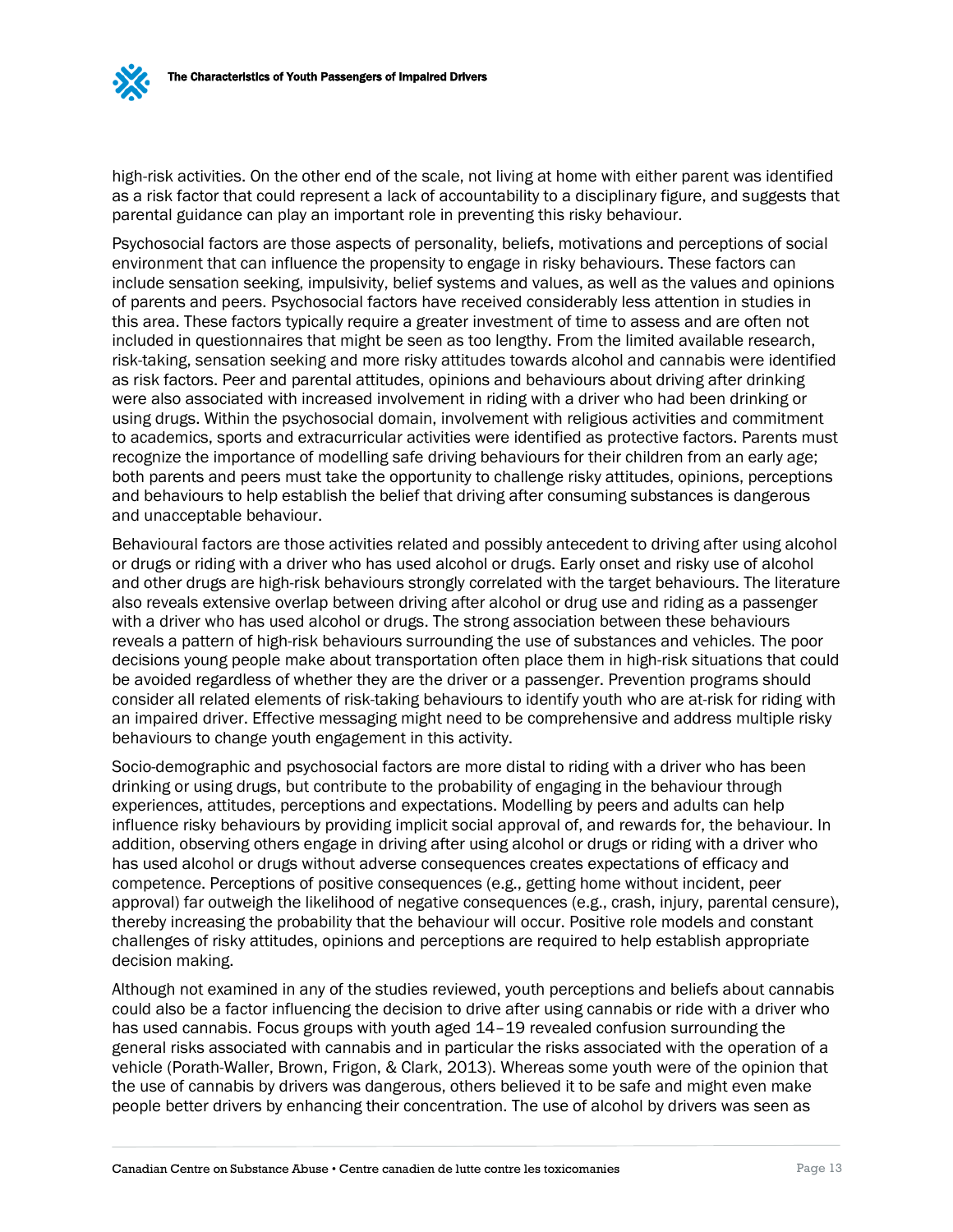high-risk activities. On the other end of the scale, not living at home with either parent was identified as a risk factor that could represent a lack of accountability to a disciplinary figure, and suggests that parental guidance can play an important role in preventing this risky behaviour.

Psychosocial factors are those aspects of personality, beliefs, motivations and perceptions of social environment that can influence the propensity to engage in risky behaviours. These factors can include sensation seeking, impulsivity, belief systems and values, as well as the values and opinions of parents and peers. Psychosocial factors have received considerably less attention in studies in this area. These factors typically require a greater investment of time to assess and are often not included in questionnaires that might be seen as too lengthy. From the limited available research, risk-taking, sensation seeking and more risky attitudes towards alcohol and cannabis were identified as risk factors. Peer and parental attitudes, opinions and behaviours about driving after drinking were also associated with increased involvement in riding with a driver who had been drinking or using drugs. Within the psychosocial domain, involvement with religious activities and commitment to academics, sports and extracurricular activities were identified as protective factors. Parents must recognize the importance of modelling safe driving behaviours for their children from an early age; both parents and peers must take the opportunity to challenge risky attitudes, opinions, perceptions and behaviours to help establish the belief that driving after consuming substances is dangerous and unacceptable behaviour.

Behavioural factors are those activities related and possibly antecedent to driving after using alcohol or drugs or riding with a driver who has used alcohol or drugs. Early onset and risky use of alcohol and other drugs are high-risk behaviours strongly correlated with the target behaviours. The literature also reveals extensive overlap between driving after alcohol or drug use and riding as a passenger with a driver who has used alcohol or drugs. The strong association between these behaviours reveals a pattern of high-risk behaviours surrounding the use of substances and vehicles. The poor decisions young people make about transportation often place them in high-risk situations that could be avoided regardless of whether they are the driver or a passenger. Prevention programs should consider all related elements of risk-taking behaviours to identify youth who are at-risk for riding with an impaired driver. Effective messaging might need to be comprehensive and address multiple risky behaviours to change youth engagement in this activity.

Socio-demographic and psychosocial factors are more distal to riding with a driver who has been drinking or using drugs, but contribute to the probability of engaging in the behaviour through experiences, attitudes, perceptions and expectations. Modelling by peers and adults can help influence risky behaviours by providing implicit social approval of, and rewards for, the behaviour. In addition, observing others engage in driving after using alcohol or drugs or riding with a driver who has used alcohol or drugs without adverse consequences creates expectations of efficacy and competence. Perceptions of positive consequences (e.g., getting home without incident, peer approval) far outweigh the likelihood of negative consequences (e.g., crash, injury, parental censure), thereby increasing the probability that the behaviour will occur. Positive role models and constant challenges of risky attitudes, opinions and perceptions are required to help establish appropriate decision making.

Although not examined in any of the studies reviewed, youth perceptions and beliefs about cannabis could also be a factor influencing the decision to drive after using cannabis or ride with a driver who has used cannabis. Focus groups with youth aged 14–19 revealed confusion surrounding the general risks associated with cannabis and in particular the risks associated with the operation of a vehicle (Porath-Waller, Brown, Frigon, & Clark, 2013). Whereas some youth were of the opinion that the use of cannabis by drivers was dangerous, others believed it to be safe and might even make people better drivers by enhancing their concentration. The use of alcohol by drivers was seen as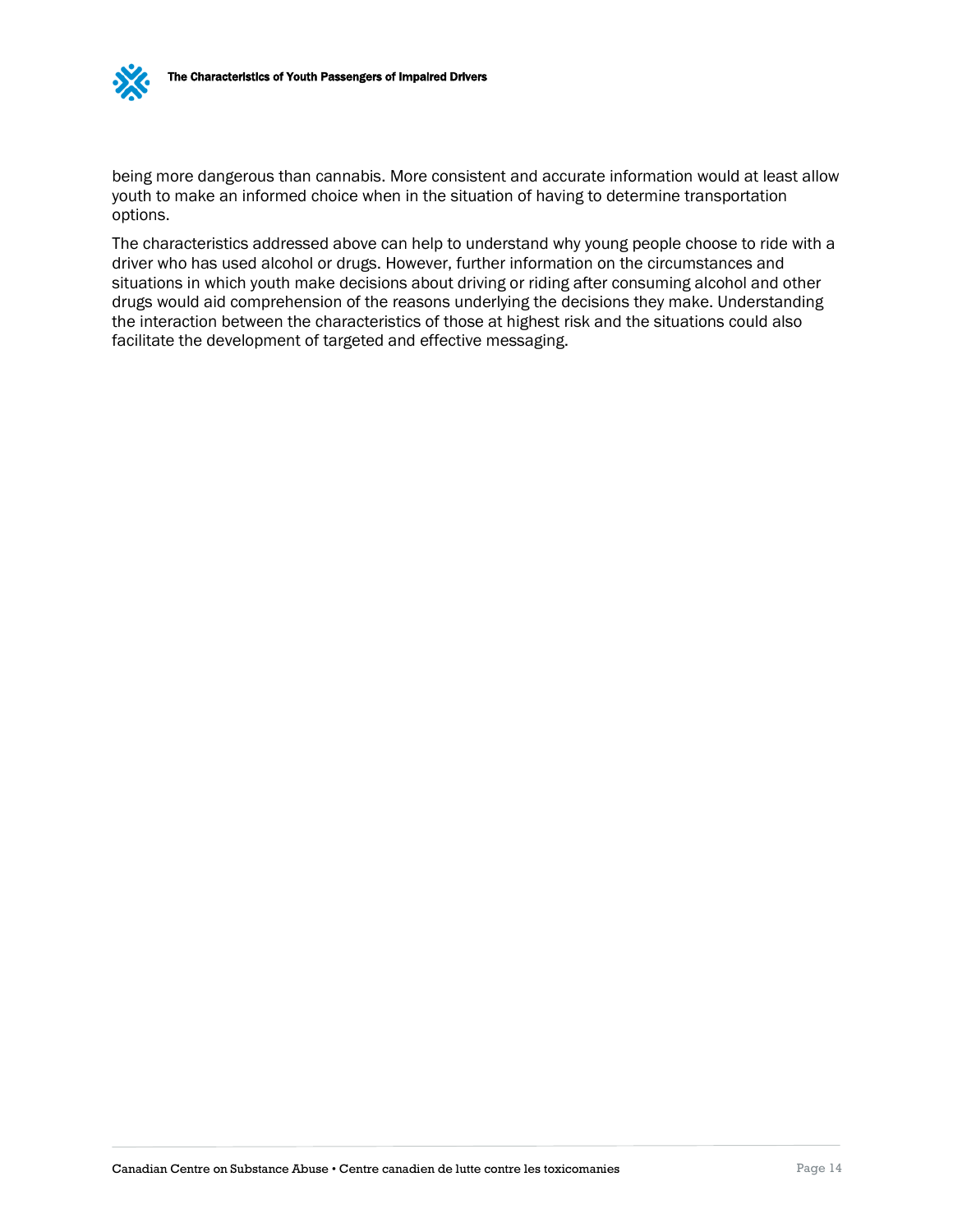being more dangerous than cannabis. More consistent and accurate information would at least allow youth to make an informed choice when in the situation of having to determine transportation options.

The characteristics addressed above can help to understand why young people choose to ride with a driver who has used alcohol or drugs. However, further information on the circumstances and situations in which youth make decisions about driving or riding after consuming alcohol and other drugs would aid comprehension of the reasons underlying the decisions they make. Understanding the interaction between the characteristics of those at highest risk and the situations could also facilitate the development of targeted and effective messaging.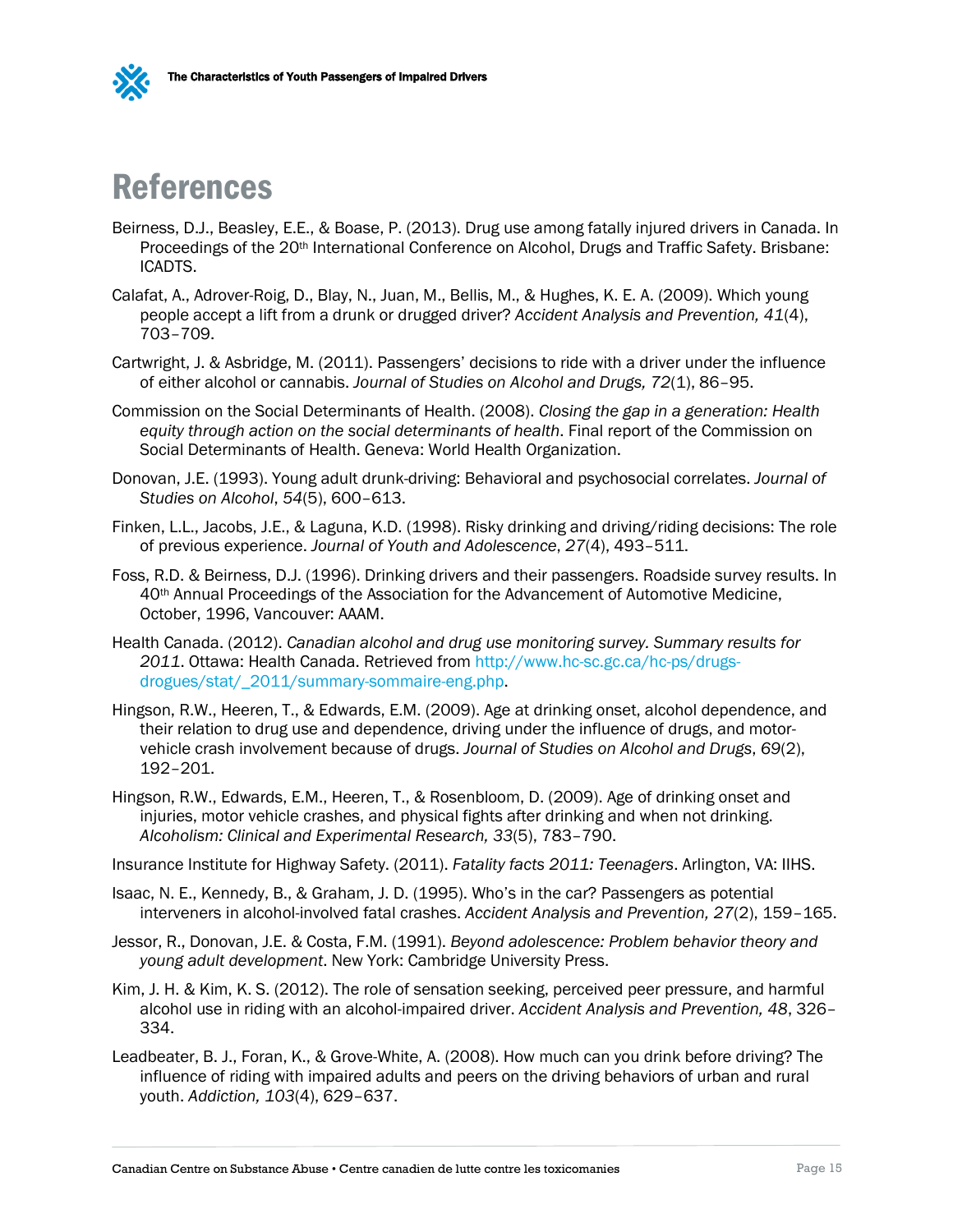# References

Beirness, D.J., Beasley, E.E., & Boase, P. (2013). Drug use among fatally injured drivers in Canada. In Proceedings of the 20th International Conference on Alcohol, Drugs and Traffic Safety. Brisbane: ICADTS.

Calafat, A., Adrover-Roig, D., Blay, N., Juan, M., Bellis, M., & Hughes, K. E. A. (2009). Which young people accept a lift from a drunk or drugged driver? *Accident Analysis and Prevention, 41*(4), 703–709.

Cartwright, J. & Asbridge, M. (2011). Passengers' decisions to ride with a driver under the influence of either alcohol or cannabis. *Journal of Studies on Alcohol and Drugs, 72*(1), 86–95.

Commission on the Social Determinants of Health. (2008). *Closing the gap in a generation: Health equity through action on the social determinants of health*. Final report of the Commission on Social Determinants of Health. Geneva: World Health Organization.

Donovan, J.E. (1993). Young adult drunk-driving: Behavioral and psychosocial correlates. *Journal of Studies on Alcohol*, *54*(5), 600–613.

Finken, L.L., Jacobs, J.E., & Laguna, K.D. (1998). Risky drinking and driving/riding decisions: The role of previous experience. *Journal of Youth and Adolescence*, *27*(4), 493–511.

Foss, R.D. & Beirness, D.J. (1996). Drinking drivers and their passengers. Roadside survey results. In 40th Annual Proceedings of the Association for the Advancement of Automotive Medicine, October, 1996, Vancouver: AAAM.

Health Canada. (2012). *Canadian alcohol and drug use monitoring survey. Summary results for 2011*. Ottawa: Health Canada. Retrieved from http://www.hc-sc.gc.ca/hc-ps/drugs-drogues/stat/_2011/summary-sommaire-eng.php.

Hingson, R.W., Heeren, T., & Edwards, E.M. (2009). Age at drinking onset, alcohol dependence, and their relation to drug use and dependence, driving under the influence of drugs, and motor-vehicle crash involvement because of drugs. *Journal of Studies on Alcohol and Drugs*, *69*(2), 192–201.

Hingson, R.W., Edwards, E.M., Heeren, T., & Rosenbloom, D. (2009). Age of drinking onset and injuries, motor vehicle crashes, and physical fights after drinking and when not drinking. *Alcoholism: Clinical and Experimental Research, 33*(5), 783–790.

Insurance Institute for Highway Safety. (2011). *Fatality facts 2011: Teenagers*. Arlington, VA: IIHS.

Isaac, N. E., Kennedy, B., & Graham, J. D. (1995). Who's in the car? Passengers as potential interveners in alcohol-involved fatal crashes. *Accident Analysis and Prevention, 27*(2), 159–165.

Jessor, R., Donovan, J.E. & Costa, F.M. (1991). *Beyond adolescence: Problem behavior theory and young adult development*. New York: Cambridge University Press.

Kim, J. H. & Kim, K. S. (2012). The role of sensation seeking, perceived peer pressure, and harmful alcohol use in riding with an alcohol-impaired driver. *Accident Analysis and Prevention, 48*, 326–334.

Leadbeater, B. J., Foran, K., & Grove-White, A. (2008). How much can you drink before driving? The influence of riding with impaired adults and peers on the driving behaviors of urban and rural youth. *Addiction, 103*(4), 629–637.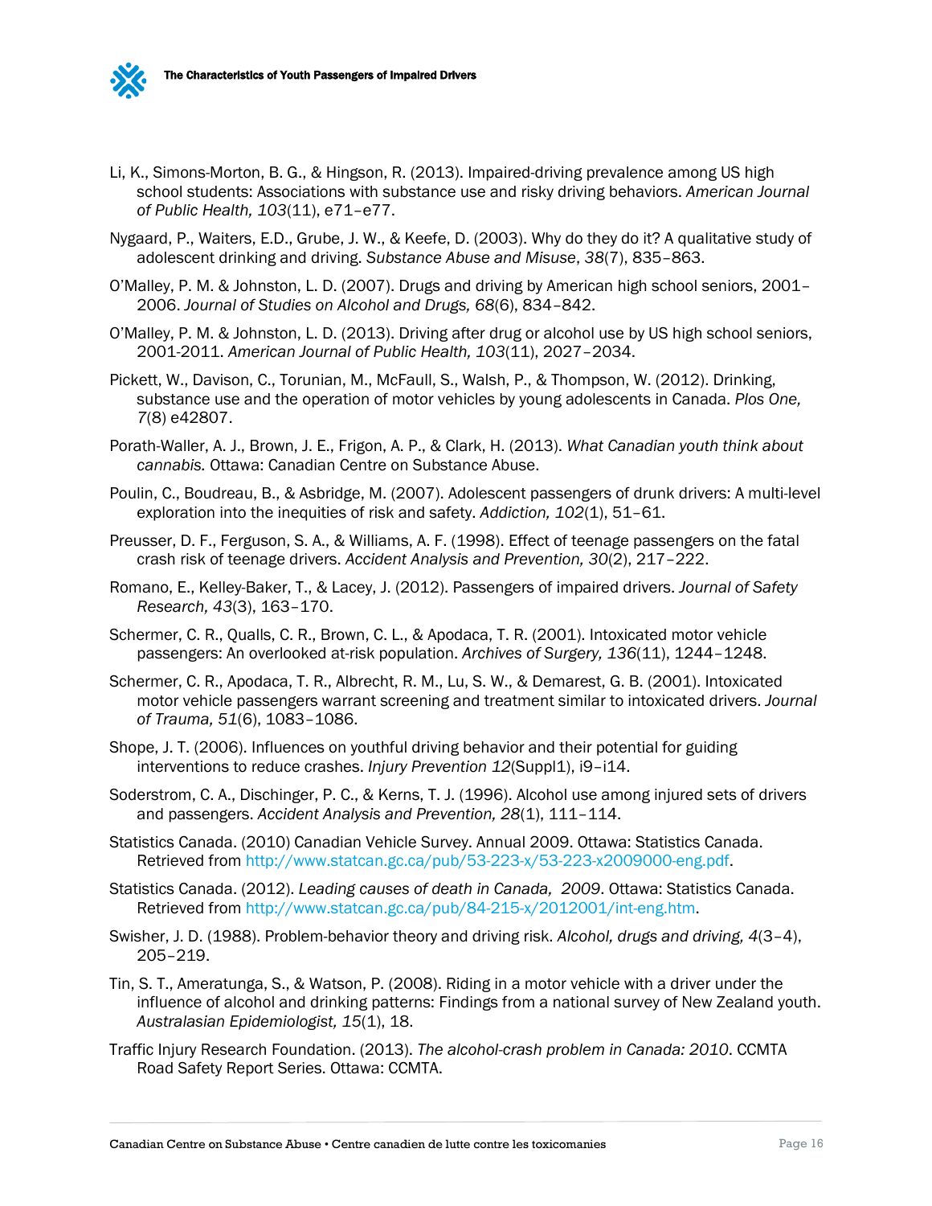Li, K., Simons-Morton, B. G., & Hingson, R. (2013). Impaired-driving prevalence among US high school students: Associations with substance use and risky driving behaviors. *American Journal of Public Health, 103*(11), e71–e77.

Nygaard, P., Waiters, E.D., Grube, J. W., & Keefe, D. (2003). Why do they do it? A qualitative study of adolescent drinking and driving. *Substance Abuse and Misuse*, *38*(7), 835–863.

O'Malley, P. M. & Johnston, L. D. (2007). Drugs and driving by American high school seniors, 2001–2006. *Journal of Studies on Alcohol and Drugs, 68*(6), 834–842.

O'Malley, P. M. & Johnston, L. D. (2013). Driving after drug or alcohol use by US high school seniors, 2001-2011. *American Journal of Public Health, 103*(11), 2027–2034.

Pickett, W., Davison, C., Torunian, M., McFaull, S., Walsh, P., & Thompson, W. (2012). Drinking, substance use and the operation of motor vehicles by young adolescents in Canada. *Plos One, 7*(8) e42807.

Porath-Waller, A. J., Brown, J. E., Frigon, A. P., & Clark, H. (2013). *What Canadian youth think about cannabis.* Ottawa: Canadian Centre on Substance Abuse.

Poulin, C., Boudreau, B., & Asbridge, M. (2007). Adolescent passengers of drunk drivers: A multi-level exploration into the inequities of risk and safety. *Addiction, 102*(1), 51–61.

Preusser, D. F., Ferguson, S. A., & Williams, A. F. (1998). Effect of teenage passengers on the fatal crash risk of teenage drivers. *Accident Analysis and Prevention, 30*(2), 217–222.

Romano, E., Kelley-Baker, T., & Lacey, J. (2012). Passengers of impaired drivers. *Journal of Safety Research, 43*(3), 163–170.

Schermer, C. R., Qualls, C. R., Brown, C. L., & Apodaca, T. R. (2001). Intoxicated motor vehicle passengers: An overlooked at-risk population. *Archives of Surgery, 136*(11), 1244–1248.

Schermer, C. R., Apodaca, T. R., Albrecht, R. M., Lu, S. W., & Demarest, G. B. (2001). Intoxicated motor vehicle passengers warrant screening and treatment similar to intoxicated drivers. *Journal of Trauma, 51*(6), 1083–1086.

Shope, J. T. (2006). Influences on youthful driving behavior and their potential for guiding interventions to reduce crashes. *Injury Prevention 12*(Suppl1), i9–i14.

Soderstrom, C. A., Dischinger, P. C., & Kerns, T. J. (1996). Alcohol use among injured sets of drivers and passengers. *Accident Analysis and Prevention, 28*(1), 111–114.

Statistics Canada. (2010) Canadian Vehicle Survey. Annual 2009. Ottawa: Statistics Canada. Retrieved from http://www.statcan.gc.ca/pub/53-223-x/53-223-x2009000-eng.pdf.

Statistics Canada. (2012). *Leading causes of death in Canada, 2009*. Ottawa: Statistics Canada. Retrieved from http://www.statcan.gc.ca/pub/84-215-x/2012001/int-eng.htm.

Swisher, J. D. (1988). Problem-behavior theory and driving risk. *Alcohol, drugs and driving, 4*(3–4), 205–219.

Tin, S. T., Ameratunga, S., & Watson, P. (2008). Riding in a motor vehicle with a driver under the influence of alcohol and drinking patterns: Findings from a national survey of New Zealand youth. *Australasian Epidemiologist, 15*(1), 18.

Traffic Injury Research Foundation. (2013). *The alcohol-crash problem in Canada: 2010*. CCMTA Road Safety Report Series. Ottawa: CCMTA.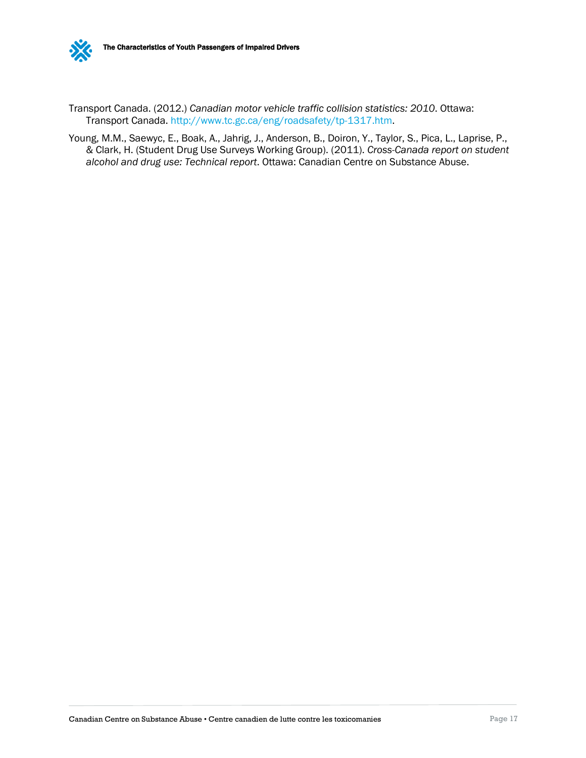Transport Canada. (2012.) *Canadian motor vehicle traffic collision statistics: 2010*. Ottawa: Transport Canada. http://www.tc.gc.ca/eng/roadsafety/tp-1317.htm.

Young, M.M., Saewyc, E., Boak, A., Jahrig, J., Anderson, B., Doiron, Y., Taylor, S., Pica, L., Laprise, P., & Clark, H. (Student Drug Use Surveys Working Group). (2011). *Cross-Canada report on student alcohol and drug use: Technical report*. Ottawa: Canadian Centre on Substance Abuse.